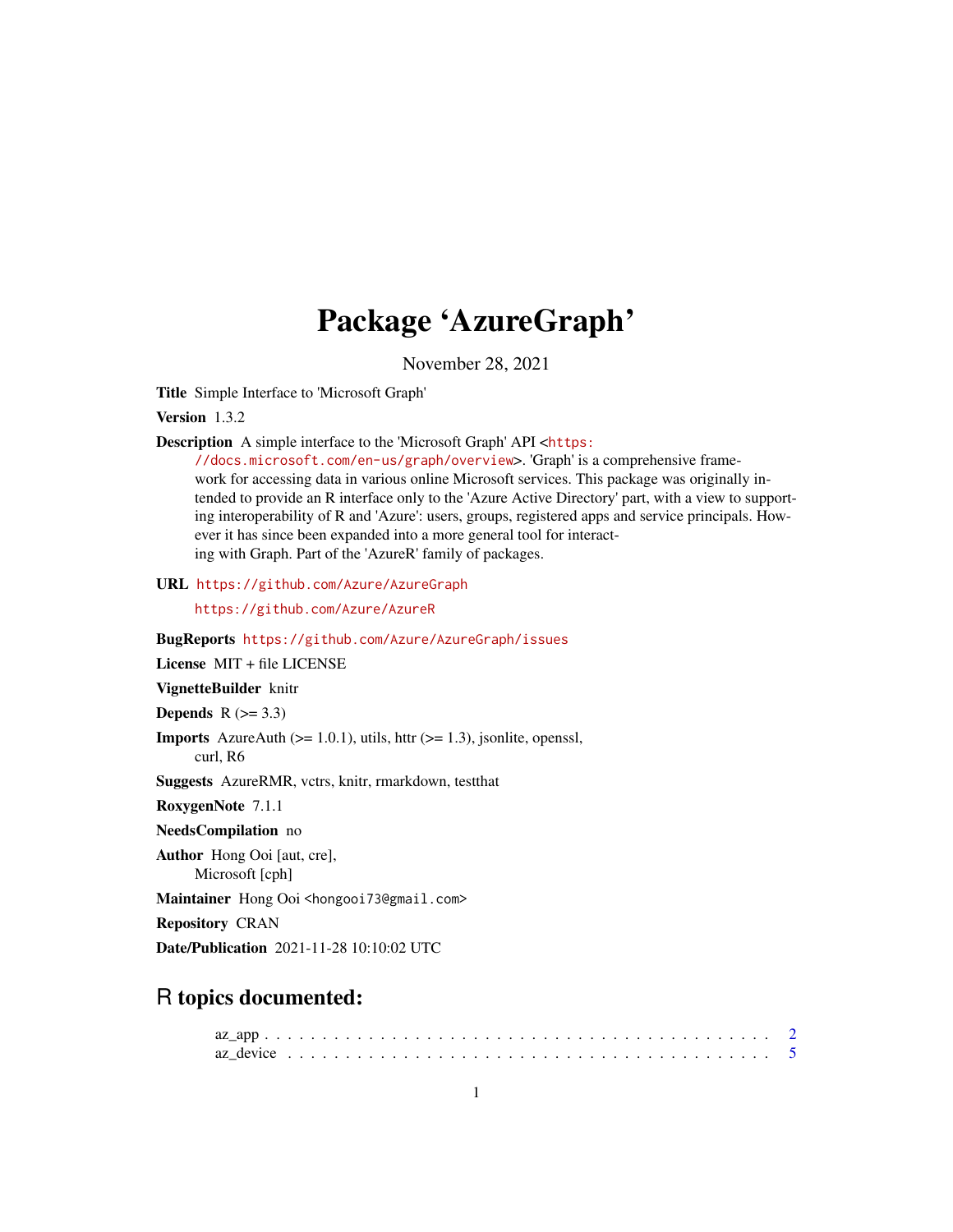# Package 'AzureGraph'

November 28, 2021

**Title** Simple Interface to 'Microsoft Graph'

**Version** 1.3.2

**Description** A simple interface to the 'Microsoft Graph' API <https://docs.microsoft.com/en-us/graph/overview>. 'Graph' is a comprehensive framework for accessing data in various online Microsoft services. This package was originally intended to provide an R interface only to the 'Azure Active Directory' part, with a view to supporting interoperability of R and 'Azure': users, groups, registered apps and service principals. However it has since been expanded into a more general tool for interacting with Graph. Part of the 'AzureR' family of packages.

**URL** https://github.com/Azure/AzureGraph
https://github.com/Azure/AzureR

**BugReports** https://github.com/Azure/AzureGraph/issues

**License** MIT + file LICENSE

**VignetteBuilder** knitr

**Depends** R (>= 3.3)

**Imports** AzureAuth (>= 1.0.1), utils, httr (>= 1.3), jsonlite, openssl, curl, R6

**Suggests** AzureRMR, vctrs, knitr, rmarkdown, testthat

**RoxygenNote** 7.1.1

**NeedsCompilation** no

**Author** Hong Ooi [aut, cre], Microsoft [cph]

**Maintainer** Hong Ooi <hongooi73@gmail.com>

**Repository** CRAN

**Date/Publication** 2021-11-28 10:10:02 UTC

## R topics documented:

az_app . . . . . . . . . . . . . . . . . . . . . . . . . . . . . . . . . . . . . . . . . . 2
az_device . . . . . . . . . . . . . . . . . . . . . . . . . . . . . . . . . . . . . . . . . 5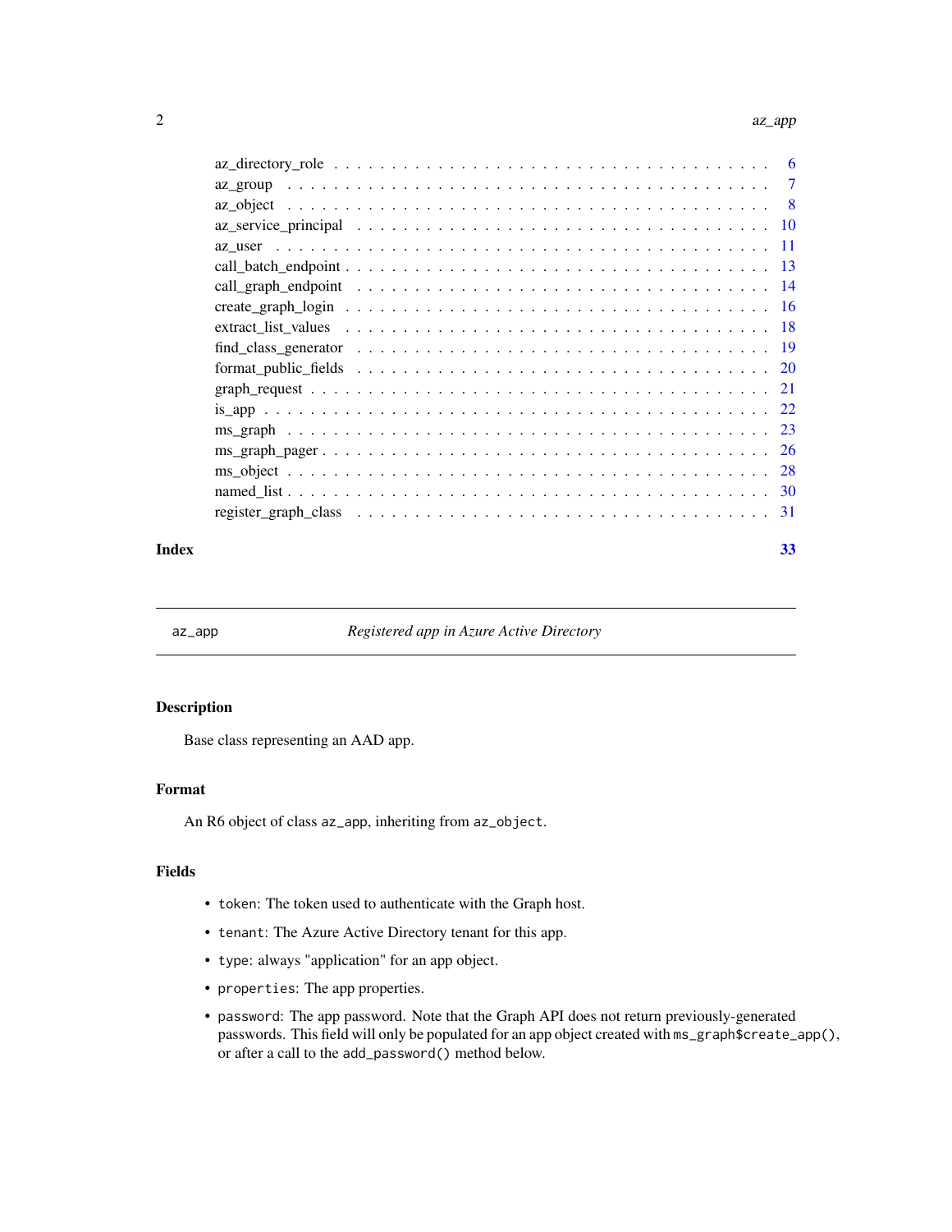| | |
|---|---|
| az_directory_role | 6 |
| az_group | 7 |
| az_object | 8 |
| az_service_principal | 10 |
| az_user | 11 |
| call_batch_endpoint | 13 |
| call_graph_endpoint | 14 |
| create_graph_login | 16 |
| extract_list_values | 18 |
| find_class_generator | 19 |
| format_public_fields | 20 |
| graph_request | 21 |
| is_app | 22 |
| ms_graph | 23 |
| ms_graph_pager | 26 |
| ms_object | 28 |
| named_list | 30 |
| register_graph_class | 31 |

**Index** **33**

---

`az_app` *Registered app in Azure Active Directory*

---

## Description

Base class representing an AAD app.

## Format

An R6 object of class `az_app`, inheriting from `az_object`.

## Fields

- `token`: The token used to authenticate with the Graph host.
- `tenant`: The Azure Active Directory tenant for this app.
- `type`: always "application" for an app object.
- `properties`: The app properties.
- `password`: The app password. Note that the Graph API does not return previously-generated passwords. This field will only be populated for an app object created with `ms_graph$create_app()`, or after a call to the `add_password()` method below.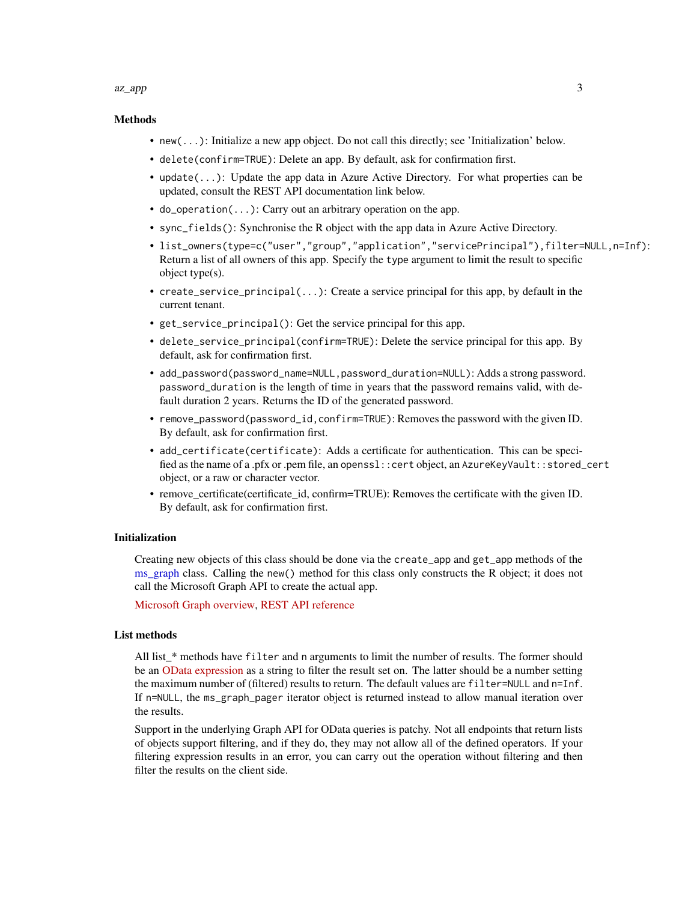### Methods

- `new(...)`: Initialize a new app object. Do not call this directly; see 'Initialization' below.
- `delete(confirm=TRUE)`: Delete an app. By default, ask for confirmation first.
- `update(...)`: Update the app data in Azure Active Directory. For what properties can be updated, consult the REST API documentation link below.
- `do_operation(...)`: Carry out an arbitrary operation on the app.
- `sync_fields()`: Synchronise the R object with the app data in Azure Active Directory.
- `list_owners(type=c("user","group","application","servicePrincipal"),filter=NULL,n=Inf)`: Return a list of all owners of this app. Specify the `type` argument to limit the result to specific object type(s).
- `create_service_principal(...)`: Create a service principal for this app, by default in the current tenant.
- `get_service_principal()`: Get the service principal for this app.
- `delete_service_principal(confirm=TRUE)`: Delete the service principal for this app. By default, ask for confirmation first.
- `add_password(password_name=NULL,password_duration=NULL)`: Adds a strong password. `password_duration` is the length of time in years that the password remains valid, with default duration 2 years. Returns the ID of the generated password.
- `remove_password(password_id,confirm=TRUE)`: Removes the password with the given ID. By default, ask for confirmation first.
- `add_certificate(certificate)`: Adds a certificate for authentication. This can be specified as the name of a .pfx or .pem file, an `openssl::cert` object, an `AzureKeyVault::stored_cert` object, or a raw or character vector.
- remove_certificate(certificate_id, confirm=TRUE): Removes the certificate with the given ID. By default, ask for confirmation first.

### Initialization

Creating new objects of this class should be done via the `create_app` and `get_app` methods of the ms_graph class. Calling the `new()` method for this class only constructs the R object; it does not call the Microsoft Graph API to create the actual app.

Microsoft Graph overview, REST API reference

### List methods

All list_* methods have `filter` and `n` arguments to limit the number of results. The former should be an OData expression as a string to filter the result set on. The latter should be a number setting the maximum number of (filtered) results to return. The default values are `filter=NULL` and `n=Inf`. If `n=NULL`, the `ms_graph_pager` iterator object is returned instead to allow manual iteration over the results.

Support in the underlying Graph API for OData queries is patchy. Not all endpoints that return lists of objects support filtering, and if they do, they may not allow all of the defined operators. If your filtering expression results in an error, you can carry out the operation without filtering and then filter the results on the client side.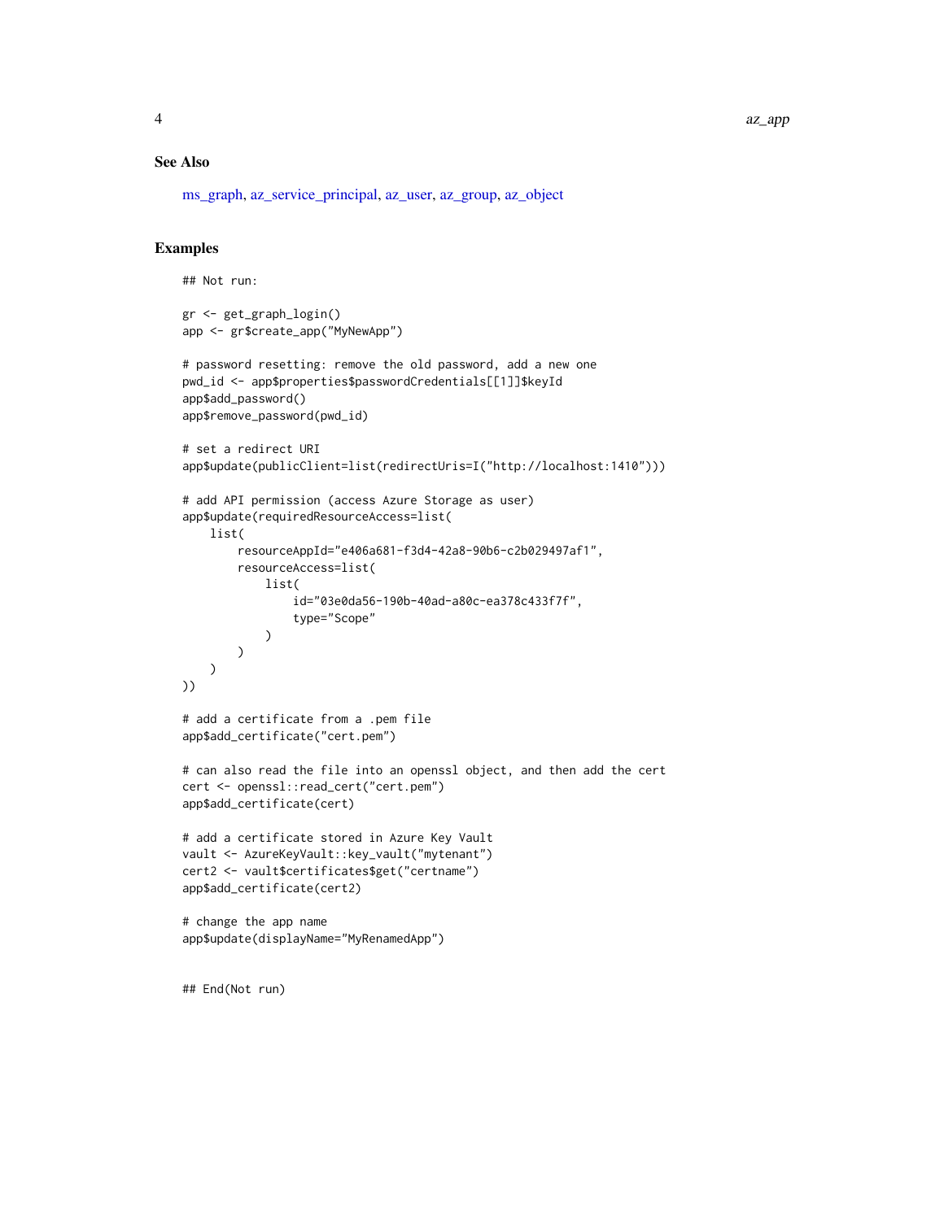### See Also

ms_graph, az_service_principal, az_user, az_group, az_object

### Examples

```
## Not run:

gr <- get_graph_login()
app <- gr$create_app("MyNewApp")

# password resetting: remove the old password, add a new one
pwd_id <- app$properties$passwordCredentials[[1]]$keyId
app$add_password()
app$remove_password(pwd_id)

# set a redirect URI
app$update(publicClient=list(redirectUris=I("http://localhost:1410")))

# add API permission (access Azure Storage as user)
app$update(requiredResourceAccess=list(
    list(
        resourceAppId="e406a681-f3d4-42a8-90b6-c2b029497af1",
        resourceAccess=list(
            list(
                id="03e0da56-190b-40ad-a80c-ea378c433f7f",
                type="Scope"
            )
        )
    )
))

# add a certificate from a .pem file
app$add_certificate("cert.pem")

# can also read the file into an openssl object, and then add the cert
cert <- openssl::read_cert("cert.pem")
app$add_certificate(cert)

# add a certificate stored in Azure Key Vault
vault <- AzureKeyVault::key_vault("mytenant")
cert2 <- vault$certificates$get("certname")
app$add_certificate(cert2)

# change the app name
app$update(displayName="MyRenamedApp")


## End(Not run)
```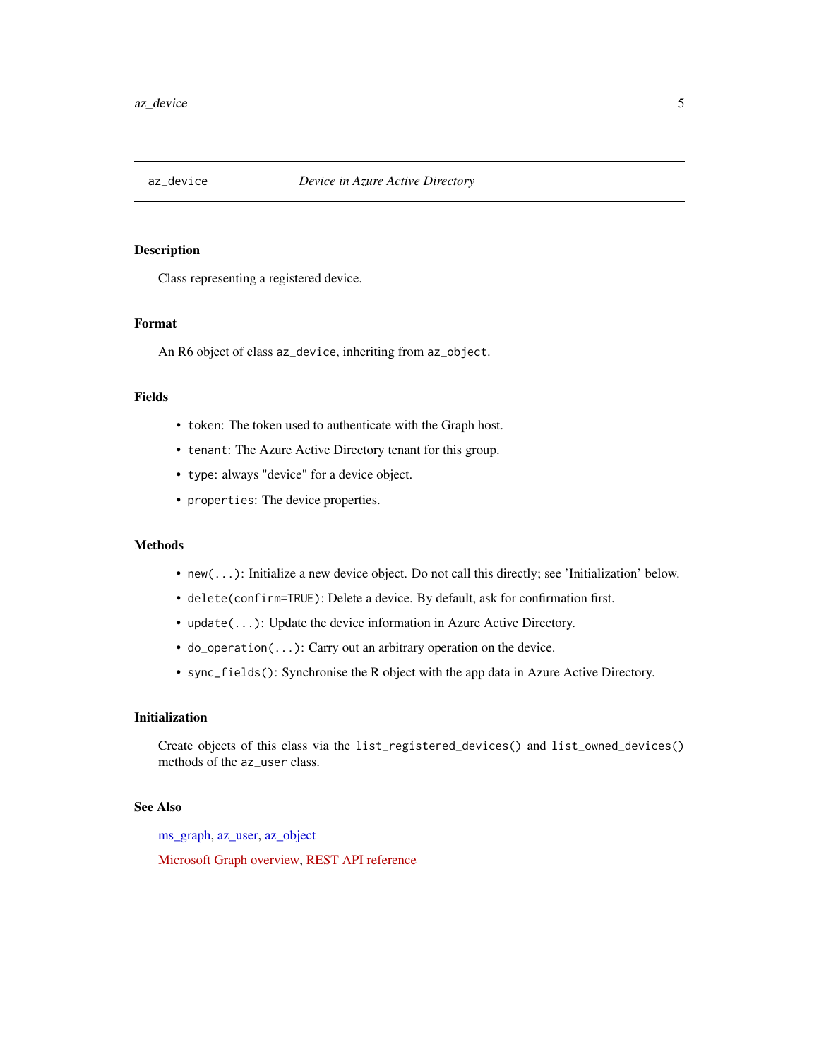`az_device` *Device in Azure Active Directory*

## Description

Class representing a registered device.

## Format

An R6 object of class `az_device`, inheriting from `az_object`.

## Fields

- `token`: The token used to authenticate with the Graph host.
- `tenant`: The Azure Active Directory tenant for this group.
- `type`: always "device" for a device object.
- `properties`: The device properties.

## Methods

- `new(...)`: Initialize a new device object. Do not call this directly; see 'Initialization' below.
- `delete(confirm=TRUE)`: Delete a device. By default, ask for confirmation first.
- `update(...)`: Update the device information in Azure Active Directory.
- `do_operation(...)`: Carry out an arbitrary operation on the device.
- `sync_fields()`: Synchronise the R object with the app data in Azure Active Directory.

## Initialization

Create objects of this class via the `list_registered_devices()` and `list_owned_devices()` methods of the `az_user` class.

## See Also

ms_graph, az_user, az_object

Microsoft Graph overview, REST API reference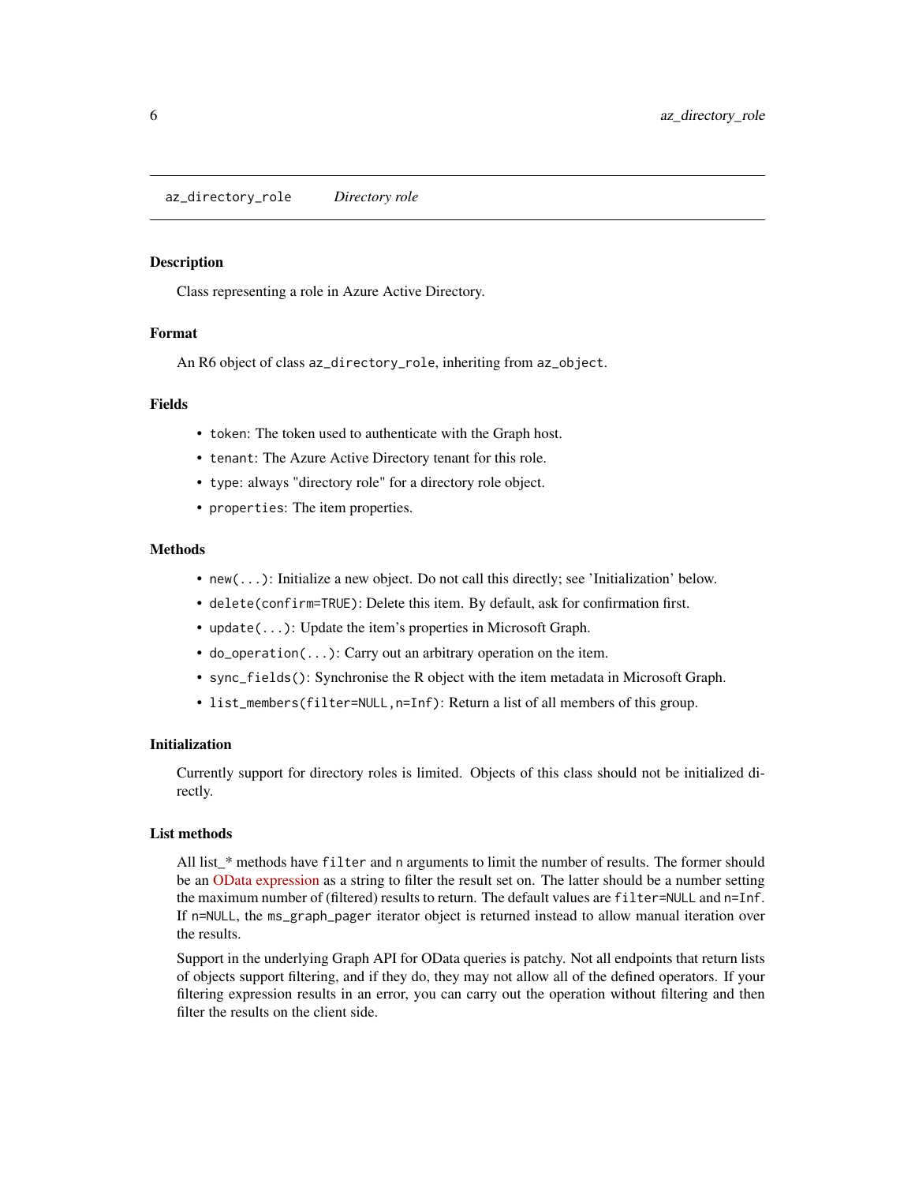## az_directory_role    *Directory role*

### Description

Class representing a role in Azure Active Directory.

### Format

An R6 object of class `az_directory_role`, inheriting from `az_object`.

### Fields

- `token`: The token used to authenticate with the Graph host.
- `tenant`: The Azure Active Directory tenant for this role.
- `type`: always "directory role" for a directory role object.
- `properties`: The item properties.

### Methods

- `new(...)`: Initialize a new object. Do not call this directly; see 'Initialization' below.
- `delete(confirm=TRUE)`: Delete this item. By default, ask for confirmation first.
- `update(...)`: Update the item's properties in Microsoft Graph.
- `do_operation(...)`: Carry out an arbitrary operation on the item.
- `sync_fields()`: Synchronise the R object with the item metadata in Microsoft Graph.
- `list_members(filter=NULL,n=Inf)`: Return a list of all members of this group.

### Initialization

Currently support for directory roles is limited. Objects of this class should not be initialized directly.

### List methods

All list_* methods have `filter` and `n` arguments to limit the number of results. The former should be an OData expression as a string to filter the result set on. The latter should be a number setting the maximum number of (filtered) results to return. The default values are `filter=NULL` and `n=Inf`. If `n=NULL`, the `ms_graph_pager` iterator object is returned instead to allow manual iteration over the results.

Support in the underlying Graph API for OData queries is patchy. Not all endpoints that return lists of objects support filtering, and if they do, they may not allow all of the defined operators. If your filtering expression results in an error, you can carry out the operation without filtering and then filter the results on the client side.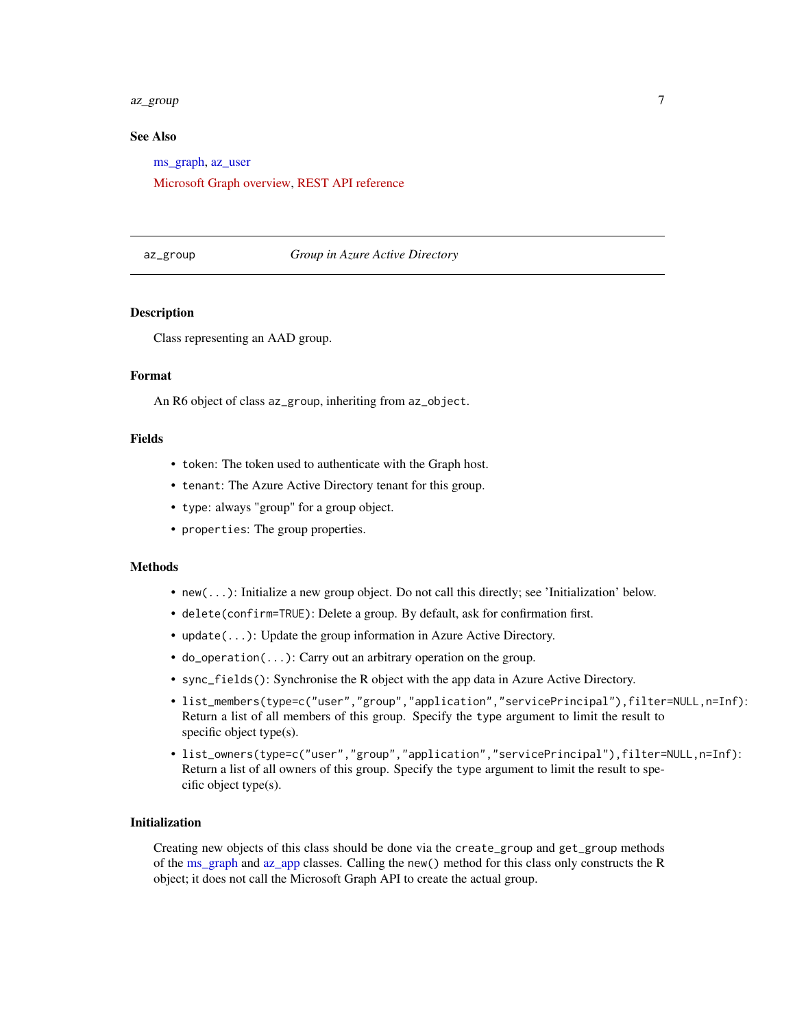### See Also

ms_graph, az_user

Microsoft Graph overview, REST API reference

---

## az_group — *Group in Azure Active Directory*

### Description

Class representing an AAD group.

### Format

An R6 object of class `az_group`, inheriting from `az_object`.

### Fields

- `token`: The token used to authenticate with the Graph host.
- `tenant`: The Azure Active Directory tenant for this group.
- `type`: always "group" for a group object.
- `properties`: The group properties.

### Methods

- `new(...)`: Initialize a new group object. Do not call this directly; see 'Initialization' below.
- `delete(confirm=TRUE)`: Delete a group. By default, ask for confirmation first.
- `update(...)`: Update the group information in Azure Active Directory.
- `do_operation(...)`: Carry out an arbitrary operation on the group.
- `sync_fields()`: Synchronise the R object with the app data in Azure Active Directory.
- `list_members(type=c("user","group","application","servicePrincipal"),filter=NULL,n=Inf)`: Return a list of all members of this group. Specify the `type` argument to limit the result to specific object type(s).
- `list_owners(type=c("user","group","application","servicePrincipal"),filter=NULL,n=Inf)`: Return a list of all owners of this group. Specify the `type` argument to limit the result to specific object type(s).

### Initialization

Creating new objects of this class should be done via the `create_group` and `get_group` methods of the ms_graph and az_app classes. Calling the `new()` method for this class only constructs the R object; it does not call the Microsoft Graph API to create the actual group.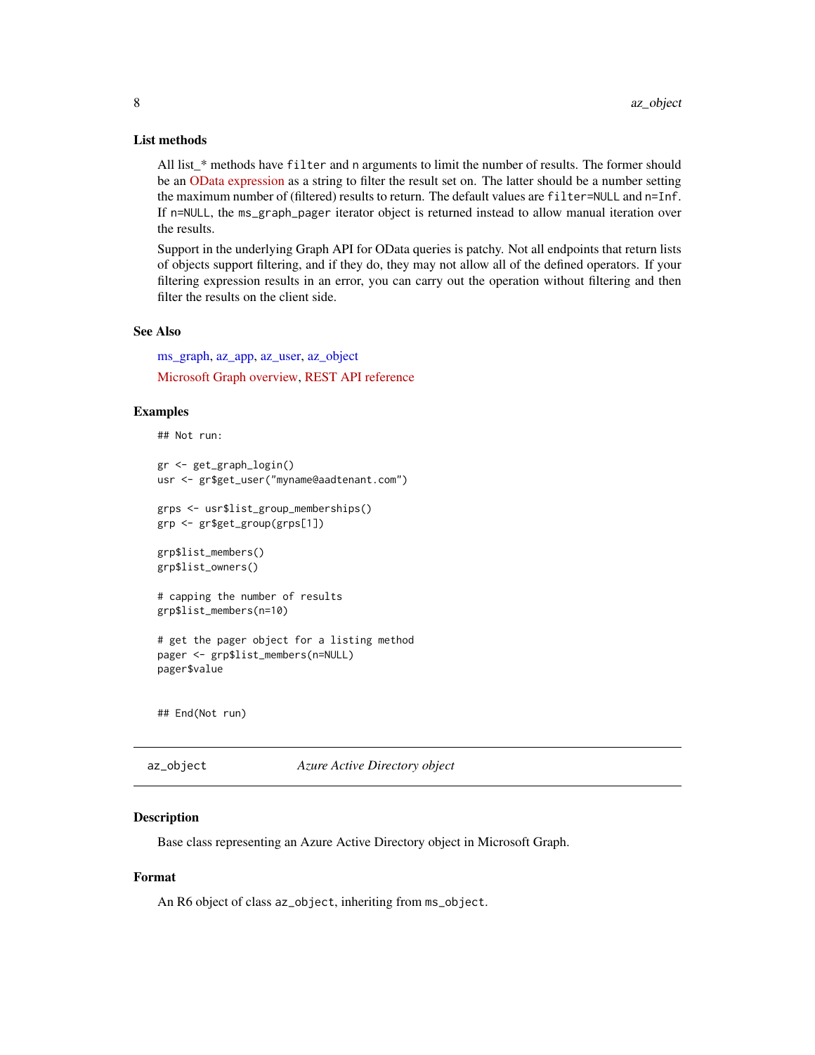### List methods

All list_* methods have `filter` and `n` arguments to limit the number of results. The former should be an OData expression as a string to filter the result set on. The latter should be a number setting the maximum number of (filtered) results to return. The default values are `filter=NULL` and `n=Inf`. If `n=NULL`, the `ms_graph_pager` iterator object is returned instead to allow manual iteration over the results.

Support in the underlying Graph API for OData queries is patchy. Not all endpoints that return lists of objects support filtering, and if they do, they may not allow all of the defined operators. If your filtering expression results in an error, you can carry out the operation without filtering and then filter the results on the client side.

### See Also

ms_graph, az_app, az_user, az_object

Microsoft Graph overview, REST API reference

### Examples

```
## Not run:

gr <- get_graph_login()
usr <- gr$get_user("myname@aadtenant.com")

grps <- usr$list_group_memberships()
grp <- gr$get_group(grps[1])

grp$list_members()
grp$list_owners()

# capping the number of results
grp$list_members(n=10)

# get the pager object for a listing method
pager <- grp$list_members(n=NULL)
pager$value


## End(Not run)
```

---

## az_object *Azure Active Directory object*

### Description

Base class representing an Azure Active Directory object in Microsoft Graph.

### Format

An R6 object of class `az_object`, inheriting from `ms_object`.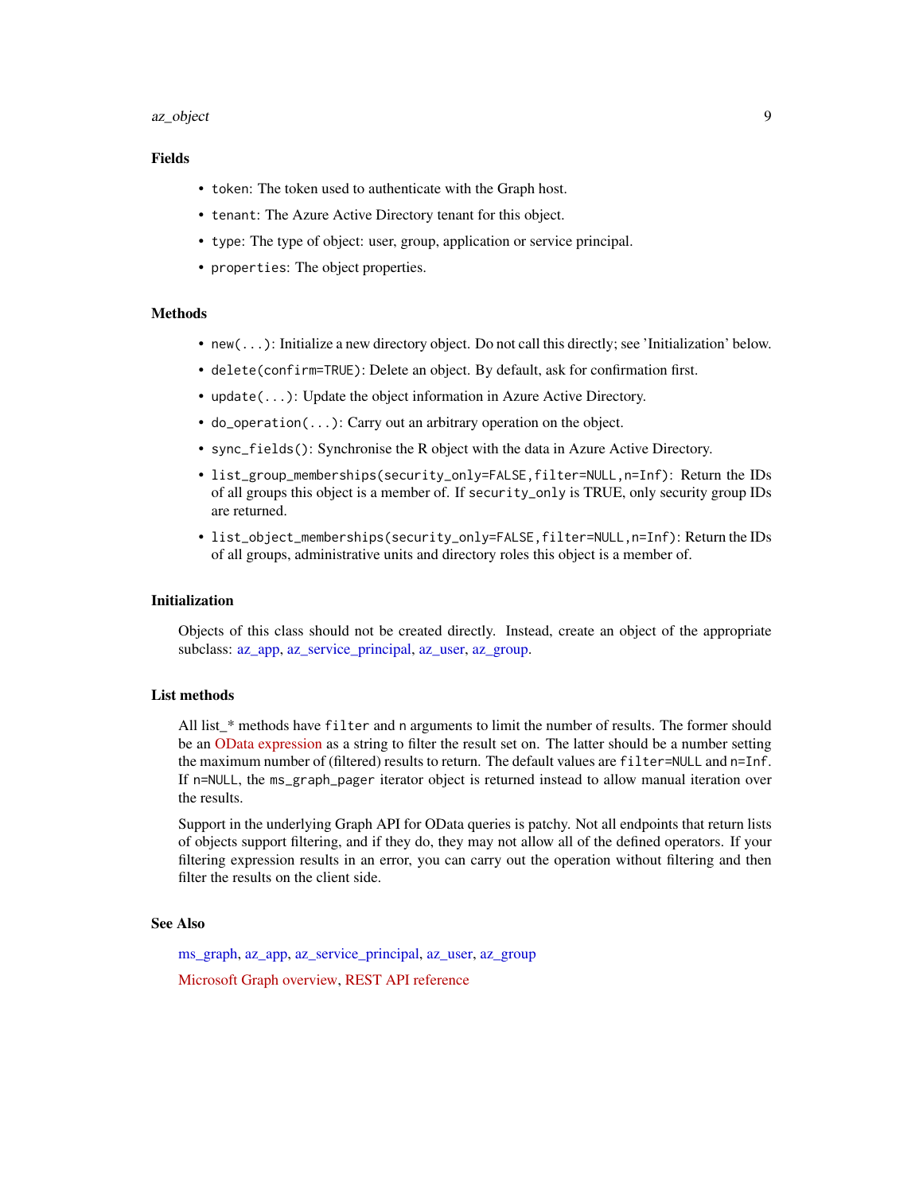### Fields

- `token`: The token used to authenticate with the Graph host.
- `tenant`: The Azure Active Directory tenant for this object.
- `type`: The type of object: user, group, application or service principal.
- `properties`: The object properties.

### Methods

- `new(...)`: Initialize a new directory object. Do not call this directly; see 'Initialization' below.
- `delete(confirm=TRUE)`: Delete an object. By default, ask for confirmation first.
- `update(...)`: Update the object information in Azure Active Directory.
- `do_operation(...)`: Carry out an arbitrary operation on the object.
- `sync_fields()`: Synchronise the R object with the data in Azure Active Directory.
- `list_group_memberships(security_only=FALSE,filter=NULL,n=Inf)`: Return the IDs of all groups this object is a member of. If `security_only` is TRUE, only security group IDs are returned.
- `list_object_memberships(security_only=FALSE,filter=NULL,n=Inf)`: Return the IDs of all groups, administrative units and directory roles this object is a member of.

### Initialization

Objects of this class should not be created directly. Instead, create an object of the appropriate subclass: az_app, az_service_principal, az_user, az_group.

### List methods

All list_* methods have `filter` and `n` arguments to limit the number of results. The former should be an OData expression as a string to filter the result set on. The latter should be a number setting the maximum number of (filtered) results to return. The default values are `filter=NULL` and `n=Inf`. If `n=NULL`, the `ms_graph_pager` iterator object is returned instead to allow manual iteration over the results.

Support in the underlying Graph API for OData queries is patchy. Not all endpoints that return lists of objects support filtering, and if they do, they may not allow all of the defined operators. If your filtering expression results in an error, you can carry out the operation without filtering and then filter the results on the client side.

### See Also

ms_graph, az_app, az_service_principal, az_user, az_group

Microsoft Graph overview, REST API reference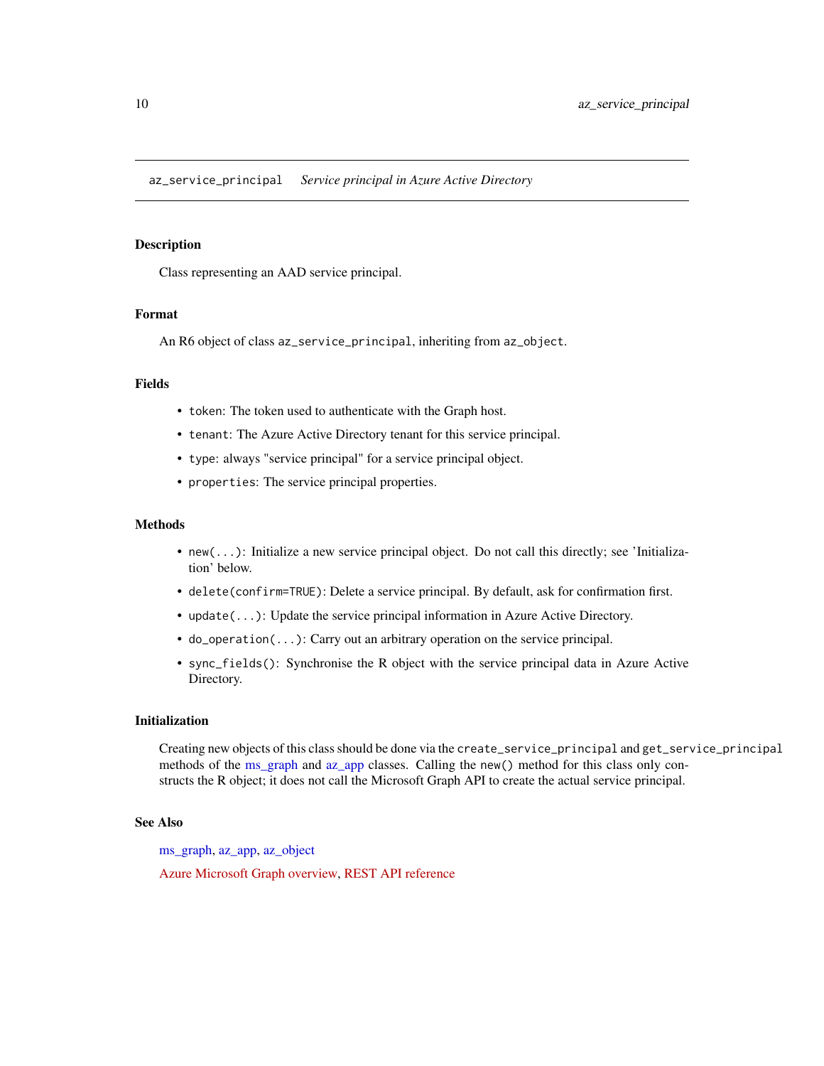## az_service_principal *Service principal in Azure Active Directory*

### Description

Class representing an AAD service principal.

### Format

An R6 object of class `az_service_principal`, inheriting from `az_object`.

### Fields

- `token`: The token used to authenticate with the Graph host.
- `tenant`: The Azure Active Directory tenant for this service principal.
- `type`: always "service principal" for a service principal object.
- `properties`: The service principal properties.

### Methods

- `new(...)`: Initialize a new service principal object. Do not call this directly; see 'Initialization' below.
- `delete(confirm=TRUE)`: Delete a service principal. By default, ask for confirmation first.
- `update(...)`: Update the service principal information in Azure Active Directory.
- `do_operation(...)`: Carry out an arbitrary operation on the service principal.
- `sync_fields()`: Synchronise the R object with the service principal data in Azure Active Directory.

### Initialization

Creating new objects of this class should be done via the `create_service_principal` and `get_service_principal` methods of the ms_graph and az_app classes. Calling the `new()` method for this class only constructs the R object; it does not call the Microsoft Graph API to create the actual service principal.

### See Also

ms_graph, az_app, az_object

Azure Microsoft Graph overview, REST API reference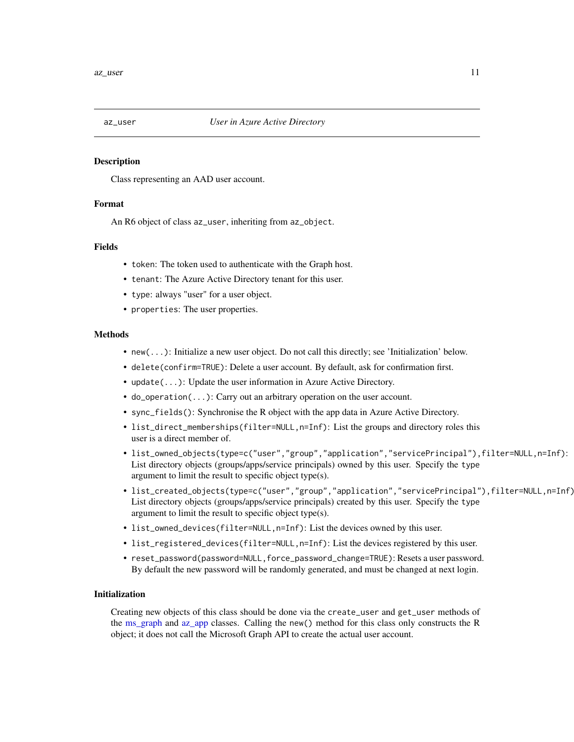az_user *User in Azure Active Directory*

## Description

Class representing an AAD user account.

## Format

An R6 object of class `az_user`, inheriting from `az_object`.

## Fields

- `token`: The token used to authenticate with the Graph host.
- `tenant`: The Azure Active Directory tenant for this user.
- `type`: always "user" for a user object.
- `properties`: The user properties.

## Methods

- `new(...)`: Initialize a new user object. Do not call this directly; see 'Initialization' below.
- `delete(confirm=TRUE)`: Delete a user account. By default, ask for confirmation first.
- `update(...)`: Update the user information in Azure Active Directory.
- `do_operation(...)`: Carry out an arbitrary operation on the user account.
- `sync_fields()`: Synchronise the R object with the app data in Azure Active Directory.
- `list_direct_memberships(filter=NULL,n=Inf)`: List the groups and directory roles this user is a direct member of.
- `list_owned_objects(type=c("user","group","application","servicePrincipal"),filter=NULL,n=Inf)`: List directory objects (groups/apps/service principals) owned by this user. Specify the `type` argument to limit the result to specific object type(s).
- `list_created_objects(type=c("user","group","application","servicePrincipal"),filter=NULL,n=Inf)`: List directory objects (groups/apps/service principals) created by this user. Specify the `type` argument to limit the result to specific object type(s).
- `list_owned_devices(filter=NULL,n=Inf)`: List the devices owned by this user.
- `list_registered_devices(filter=NULL,n=Inf)`: List the devices registered by this user.
- `reset_password(password=NULL,force_password_change=TRUE)`: Resets a user password. By default the new password will be randomly generated, and must be changed at next login.

## Initialization

Creating new objects of this class should be done via the `create_user` and `get_user` methods of the ms_graph and az_app classes. Calling the `new()` method for this class only constructs the R object; it does not call the Microsoft Graph API to create the actual user account.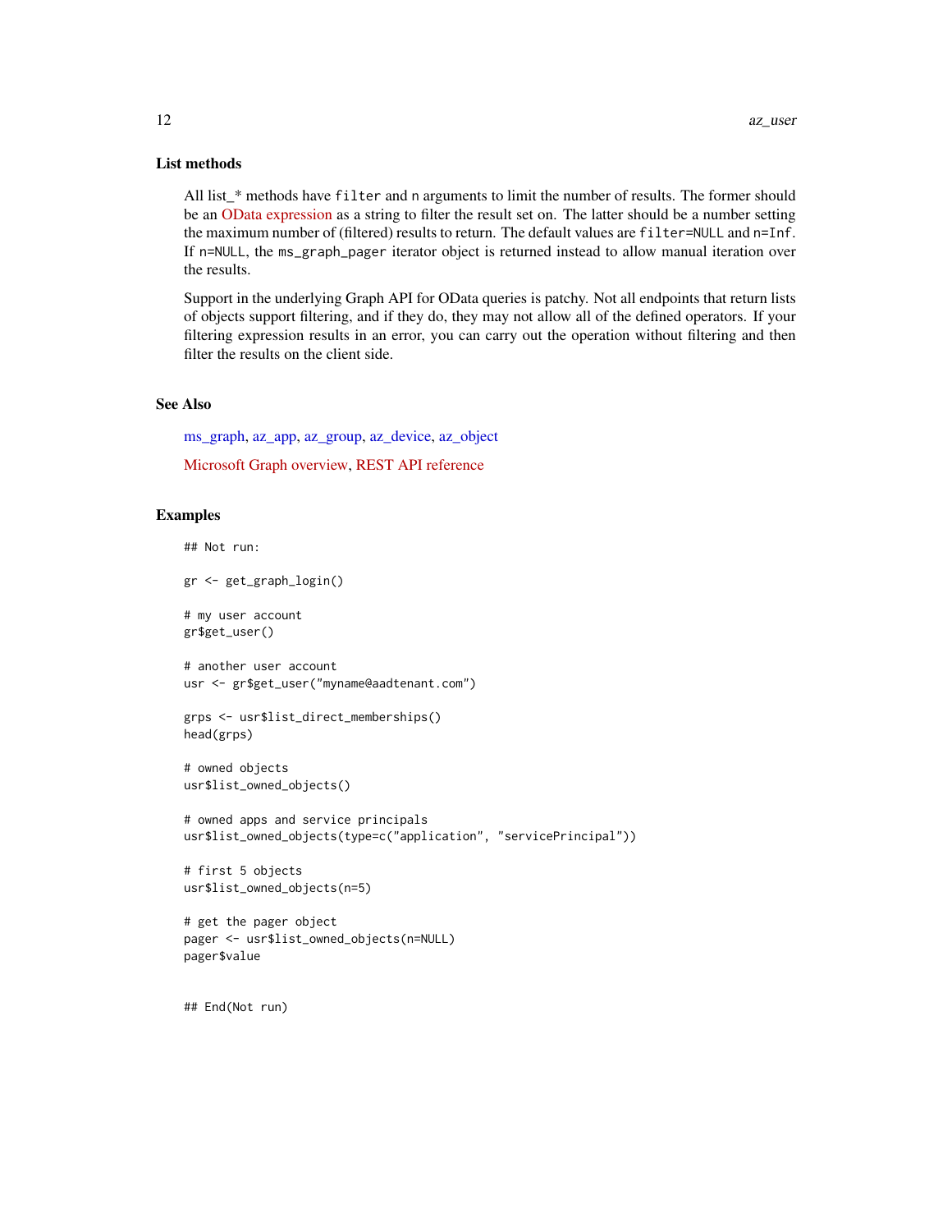## List methods

All list_* methods have `filter` and `n` arguments to limit the number of results. The former should be an OData expression as a string to filter the result set on. The latter should be a number setting the maximum number of (filtered) results to return. The default values are `filter=NULL` and `n=Inf`. If `n=NULL`, the `ms_graph_pager` iterator object is returned instead to allow manual iteration over the results.

Support in the underlying Graph API for OData queries is patchy. Not all endpoints that return lists of objects support filtering, and if they do, they may not allow all of the defined operators. If your filtering expression results in an error, you can carry out the operation without filtering and then filter the results on the client side.

## See Also

ms_graph, az_app, az_group, az_device, az_object

Microsoft Graph overview, REST API reference

## Examples

```
## Not run:

gr <- get_graph_login()

# my user account
gr$get_user()

# another user account
usr <- gr$get_user("myname@aadtenant.com")

grps <- usr$list_direct_memberships()
head(grps)

# owned objects
usr$list_owned_objects()

# owned apps and service principals
usr$list_owned_objects(type=c("application", "servicePrincipal"))

# first 5 objects
usr$list_owned_objects(n=5)

# get the pager object
pager <- usr$list_owned_objects(n=NULL)
pager$value


## End(Not run)
```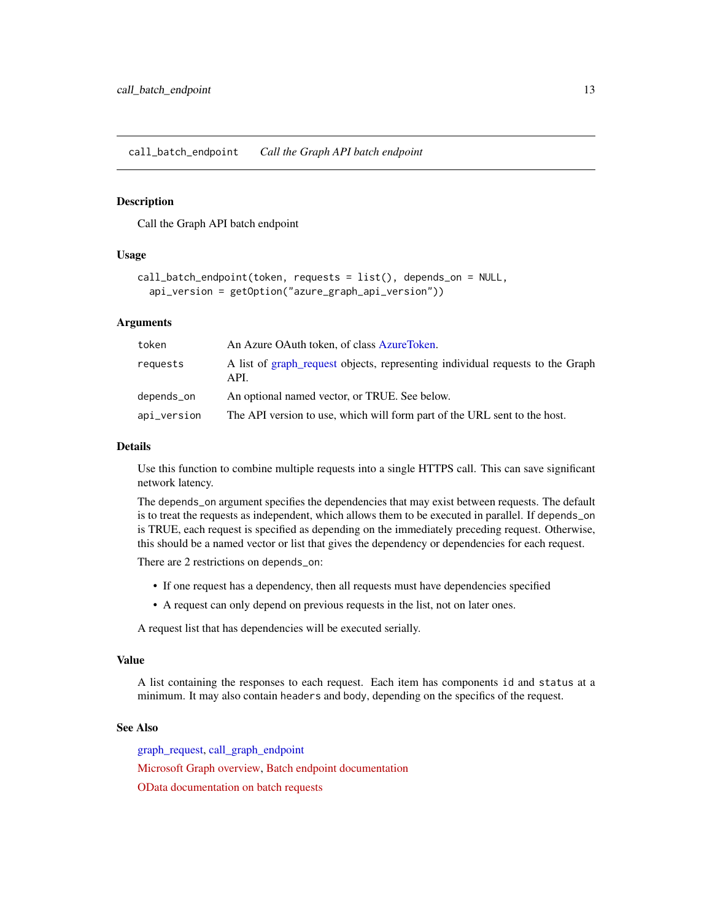## call_batch_endpoint *Call the Graph API batch endpoint*

### Description

Call the Graph API batch endpoint

### Usage

```
call_batch_endpoint(token, requests = list(), depends_on = NULL,
  api_version = getOption("azure_graph_api_version"))
```

### Arguments

| | |
|---|---|
| token | An Azure OAuth token, of class AzureToken. |
| requests | A list of graph_request objects, representing individual requests to the Graph API. |
| depends_on | An optional named vector, or TRUE. See below. |
| api_version | The API version to use, which will form part of the URL sent to the host. |

### Details

Use this function to combine multiple requests into a single HTTPS call. This can save significant network latency.

The `depends_on` argument specifies the dependencies that may exist between requests. The default is to treat the requests as independent, which allows them to be executed in parallel. If `depends_on` is TRUE, each request is specified as depending on the immediately preceding request. Otherwise, this should be a named vector or list that gives the dependency or dependencies for each request.

There are 2 restrictions on `depends_on`:

- If one request has a dependency, then all requests must have dependencies specified
- A request can only depend on previous requests in the list, not on later ones.

A request list that has dependencies will be executed serially.

### Value

A list containing the responses to each request. Each item has components `id` and `status` at a minimum. It may also contain `headers` and `body`, depending on the specifics of the request.

### See Also

graph_request, call_graph_endpoint

Microsoft Graph overview, Batch endpoint documentation

OData documentation on batch requests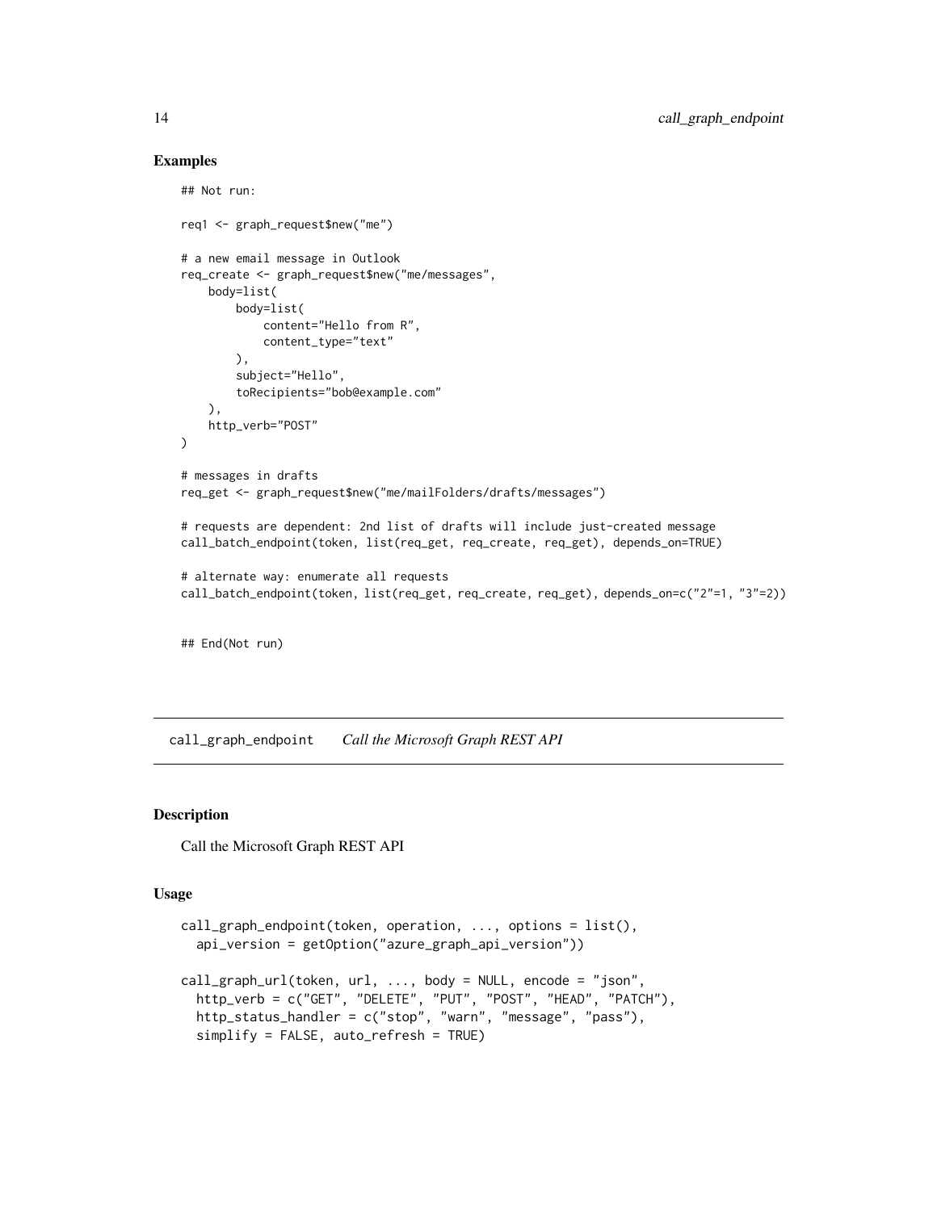### Examples

```
## Not run:

req1 <- graph_request$new("me")

# a new email message in Outlook
req_create <- graph_request$new("me/messages",
    body=list(
        body=list(
            content="Hello from R",
            content_type="text"
        ),
        subject="Hello",
        toRecipients="bob@example.com"
    ),
    http_verb="POST"
)

# messages in drafts
req_get <- graph_request$new("me/mailFolders/drafts/messages")

# requests are dependent: 2nd list of drafts will include just-created message
call_batch_endpoint(token, list(req_get, req_create, req_get), depends_on=TRUE)

# alternate way: enumerate all requests
call_batch_endpoint(token, list(req_get, req_create, req_get), depends_on=c("2"=1, "3"=2))


## End(Not run)
```

---

## call_graph_endpoint    *Call the Microsoft Graph REST API*

---

### Description

Call the Microsoft Graph REST API

### Usage

```
call_graph_endpoint(token, operation, ..., options = list(),
  api_version = getOption("azure_graph_api_version"))

call_graph_url(token, url, ..., body = NULL, encode = "json",
  http_verb = c("GET", "DELETE", "PUT", "POST", "HEAD", "PATCH"),
  http_status_handler = c("stop", "warn", "message", "pass"),
  simplify = FALSE, auto_refresh = TRUE)
```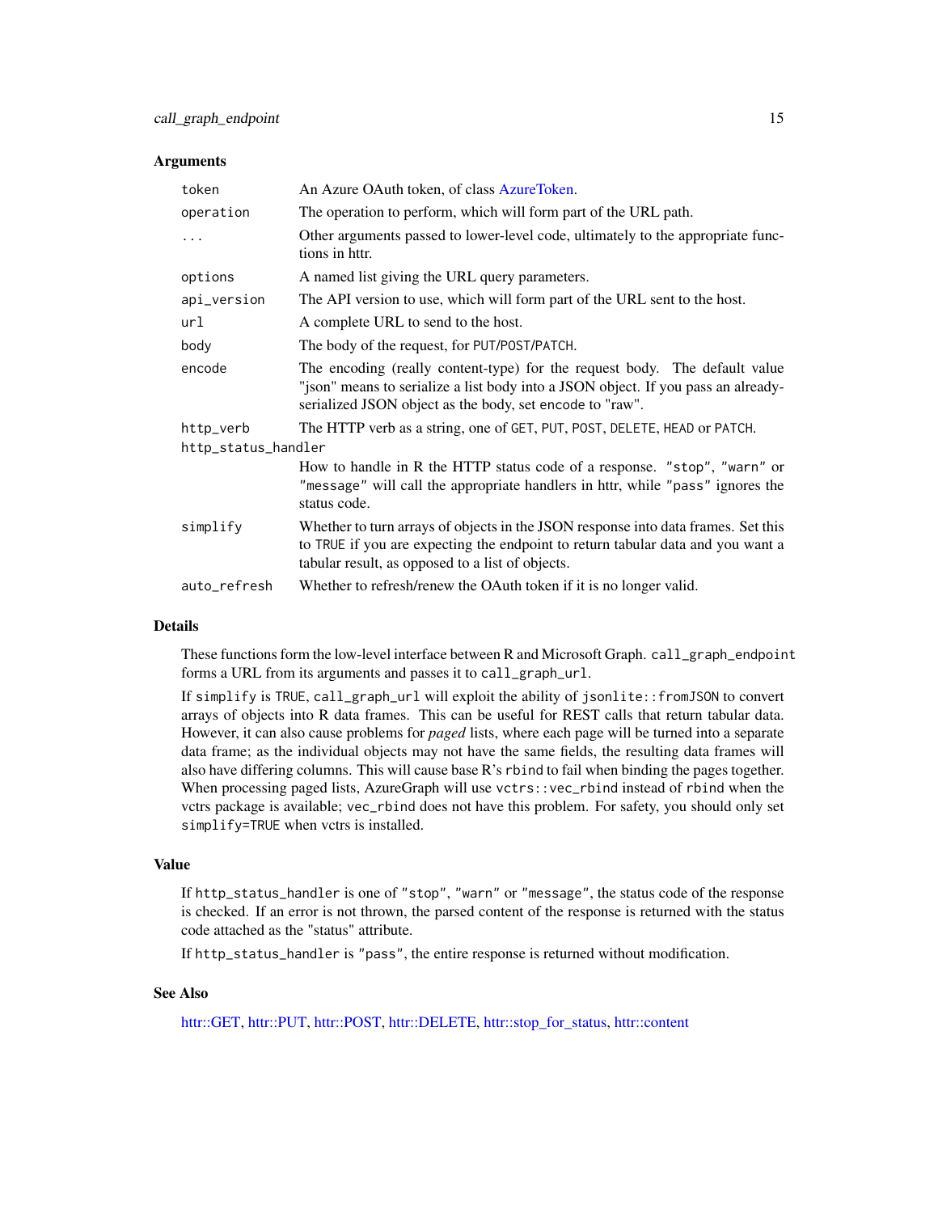### Arguments

| | |
|---|---|
| `token` | An Azure OAuth token, of class AzureToken. |
| `operation` | The operation to perform, which will form part of the URL path. |
| `...` | Other arguments passed to lower-level code, ultimately to the appropriate functions in httr. |
| `options` | A named list giving the URL query parameters. |
| `api_version` | The API version to use, which will form part of the URL sent to the host. |
| `url` | A complete URL to send to the host. |
| `body` | The body of the request, for `PUT`/`POST`/`PATCH`. |
| `encode` | The encoding (really content-type) for the request body. The default value "json" means to serialize a list body into a JSON object. If you pass an already-serialized JSON object as the body, set encode to "raw". |
| `http_verb` | The HTTP verb as a string, one of `GET`, `PUT`, `POST`, `DELETE`, `HEAD` or `PATCH`. |
| `http_status_handler` | How to handle in R the HTTP status code of a response. `"stop"`, `"warn"` or `"message"` will call the appropriate handlers in httr, while `"pass"` ignores the status code. |
| `simplify` | Whether to turn arrays of objects in the JSON response into data frames. Set this to `TRUE` if you are expecting the endpoint to return tabular data and you want a tabular result, as opposed to a list of objects. |
| `auto_refresh` | Whether to refresh/renew the OAuth token if it is no longer valid. |

### Details

These functions form the low-level interface between R and Microsoft Graph. `call_graph_endpoint` forms a URL from its arguments and passes it to `call_graph_url`.

If `simplify` is `TRUE`, `call_graph_url` will exploit the ability of `jsonlite::fromJSON` to convert arrays of objects into R data frames. This can be useful for REST calls that return tabular data. However, it can also cause problems for *paged* lists, where each page will be turned into a separate data frame; as the individual objects may not have the same fields, the resulting data frames will also have differing columns. This will cause base R's `rbind` to fail when binding the pages together. When processing paged lists, AzureGraph will use `vctrs::vec_rbind` instead of `rbind` when the vctrs package is available; `vec_rbind` does not have this problem. For safety, you should only set `simplify=TRUE` when vctrs is installed.

### Value

If `http_status_handler` is one of `"stop"`, `"warn"` or `"message"`, the status code of the response is checked. If an error is not thrown, the parsed content of the response is returned with the status code attached as the "status" attribute.

If `http_status_handler` is `"pass"`, the entire response is returned without modification.

### See Also

httr::GET, httr::PUT, httr::POST, httr::DELETE, httr::stop_for_status, httr::content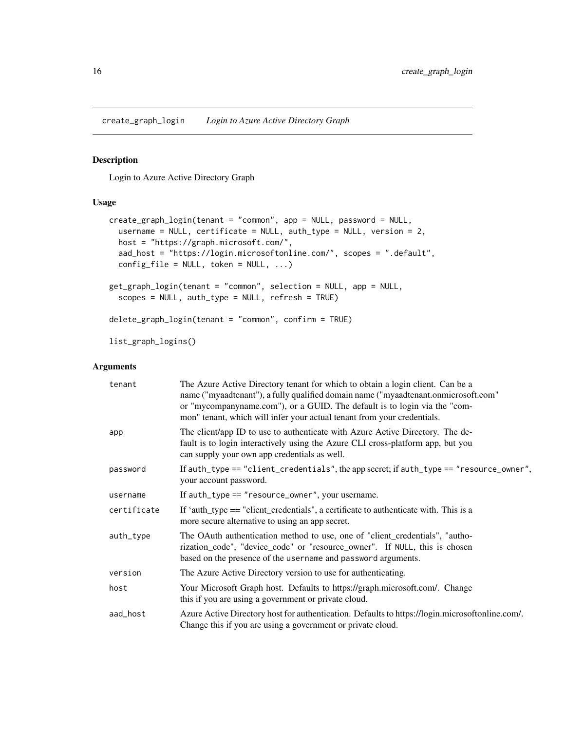create_graph_login *Login to Azure Active Directory Graph*

## Description

Login to Azure Active Directory Graph

## Usage

```
create_graph_login(tenant = "common", app = NULL, password = NULL,
  username = NULL, certificate = NULL, auth_type = NULL, version = 2,
  host = "https://graph.microsoft.com/",
  aad_host = "https://login.microsoftonline.com/", scopes = ".default",
  config_file = NULL, token = NULL, ...)

get_graph_login(tenant = "common", selection = NULL, app = NULL,
  scopes = NULL, auth_type = NULL, refresh = TRUE)

delete_graph_login(tenant = "common", confirm = TRUE)

list_graph_logins()
```

## Arguments

| | |
|---|---|
| `tenant` | The Azure Active Directory tenant for which to obtain a login client. Can be a name ("myaadtenant"), a fully qualified domain name ("myaadtenant.onmicrosoft.com" or "mycompanyname.com"), or a GUID. The default is to login via the "common" tenant, which will infer your actual tenant from your credentials. |
| `app` | The client/app ID to use to authenticate with Azure Active Directory. The default is to login interactively using the Azure CLI cross-platform app, but you can supply your own app credentials as well. |
| `password` | If `auth_type == "client_credentials"`, the app secret; if `auth_type == "resource_owner"`, your account password. |
| `username` | If `auth_type == "resource_owner"`, your username. |
| `certificate` | If 'auth_type == "client_credentials", a certificate to authenticate with. This is a more secure alternative to using an app secret. |
| `auth_type` | The OAuth authentication method to use, one of "client_credentials", "authorization_code", "device_code" or "resource_owner". If `NULL`, this is chosen based on the presence of the `username` and `password` arguments. |
| `version` | The Azure Active Directory version to use for authenticating. |
| `host` | Your Microsoft Graph host. Defaults to https://graph.microsoft.com/. Change this if you are using a government or private cloud. |
| `aad_host` | Azure Active Directory host for authentication. Defaults to https://login.microsoftonline.com/. Change this if you are using a government or private cloud. |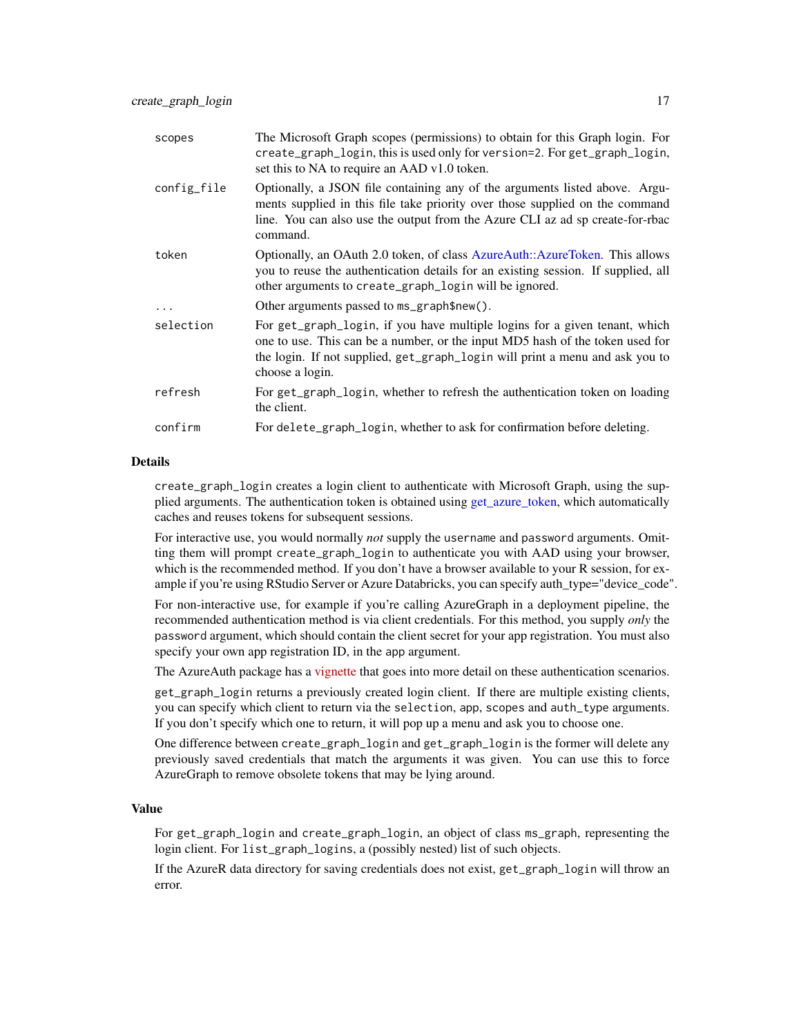| | |
|---|---|
| `scopes` | The Microsoft Graph scopes (permissions) to obtain for this Graph login. For `create_graph_login`, this is used only for `version=2`. For `get_graph_login`, set this to NA to require an AAD v1.0 token. |
| `config_file` | Optionally, a JSON file containing any of the arguments listed above. Arguments supplied in this file take priority over those supplied on the command line. You can also use the output from the Azure CLI az ad sp create-for-rbac command. |
| `token` | Optionally, an OAuth 2.0 token, of class AzureAuth::AzureToken. This allows you to reuse the authentication details for an existing session. If supplied, all other arguments to `create_graph_login` will be ignored. |
| `...` | Other arguments passed to `ms_graph$new()`. |
| `selection` | For `get_graph_login`, if you have multiple logins for a given tenant, which one to use. This can be a number, or the input MD5 hash of the token used for the login. If not supplied, `get_graph_login` will print a menu and ask you to choose a login. |
| `refresh` | For `get_graph_login`, whether to refresh the authentication token on loading the client. |
| `confirm` | For `delete_graph_login`, whether to ask for confirmation before deleting. |

## Details

`create_graph_login` creates a login client to authenticate with Microsoft Graph, using the supplied arguments. The authentication token is obtained using get_azure_token, which automatically caches and reuses tokens for subsequent sessions.

For interactive use, you would normally *not* supply the `username` and `password` arguments. Omitting them will prompt `create_graph_login` to authenticate you with AAD using your browser, which is the recommended method. If you don't have a browser available to your R session, for example if you're using RStudio Server or Azure Databricks, you can specify auth_type="device_code".

For non-interactive use, for example if you're calling AzureGraph in a deployment pipeline, the recommended authentication method is via client credentials. For this method, you supply *only* the `password` argument, which should contain the client secret for your app registration. You must also specify your own app registration ID, in the `app` argument.

The AzureAuth package has a vignette that goes into more detail on these authentication scenarios.

`get_graph_login` returns a previously created login client. If there are multiple existing clients, you can specify which client to return via the `selection`, `app`, `scopes` and `auth_type` arguments. If you don't specify which one to return, it will pop up a menu and ask you to choose one.

One difference between `create_graph_login` and `get_graph_login` is the former will delete any previously saved credentials that match the arguments it was given. You can use this to force AzureGraph to remove obsolete tokens that may be lying around.

## Value

For `get_graph_login` and `create_graph_login`, an object of class `ms_graph`, representing the login client. For `list_graph_logins`, a (possibly nested) list of such objects.

If the AzureR data directory for saving credentials does not exist, `get_graph_login` will throw an error.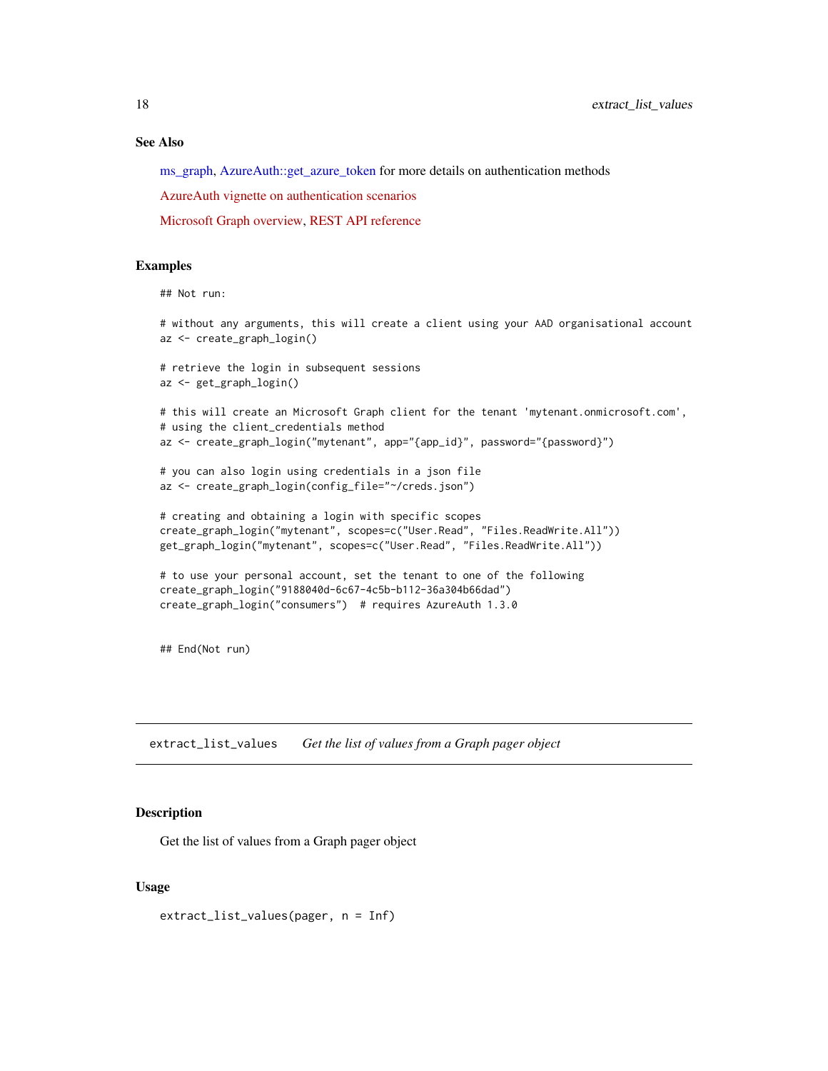### See Also

ms_graph, AzureAuth::get_azure_token for more details on authentication methods

AzureAuth vignette on authentication scenarios

Microsoft Graph overview, REST API reference

### Examples

```
## Not run:

# without any arguments, this will create a client using your AAD organisational account
az <- create_graph_login()

# retrieve the login in subsequent sessions
az <- get_graph_login()

# this will create an Microsoft Graph client for the tenant 'mytenant.onmicrosoft.com',
# using the client_credentials method
az <- create_graph_login("mytenant", app="{app_id}", password="{password}")

# you can also login using credentials in a json file
az <- create_graph_login(config_file="~/creds.json")

# creating and obtaining a login with specific scopes
create_graph_login("mytenant", scopes=c("User.Read", "Files.ReadWrite.All"))
get_graph_login("mytenant", scopes=c("User.Read", "Files.ReadWrite.All"))

# to use your personal account, set the tenant to one of the following
create_graph_login("9188040d-6c67-4c5b-b112-36a304b66dad")
create_graph_login("consumers")  # requires AzureAuth 1.3.0


## End(Not run)
```

---

## extract_list_values    *Get the list of values from a Graph pager object*

### Description

Get the list of values from a Graph pager object

### Usage

```
extract_list_values(pager, n = Inf)
```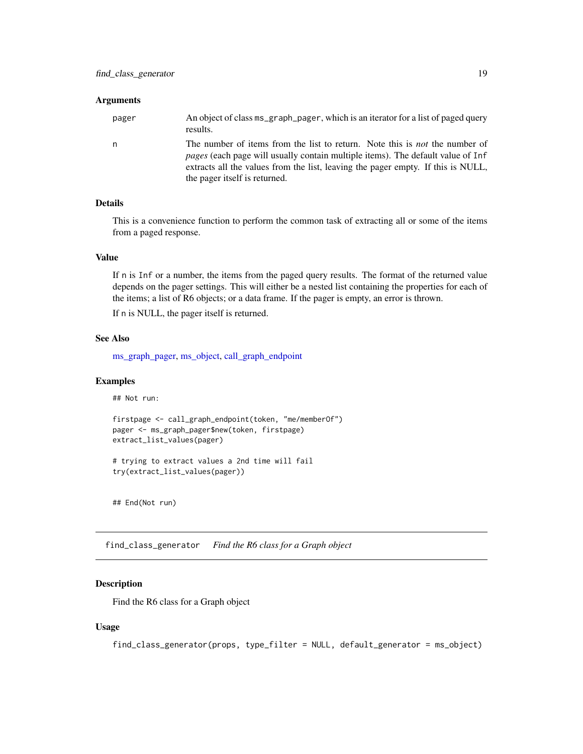### Arguments

| | |
|---|---|
| pager | An object of class `ms_graph_pager`, which is an iterator for a list of paged query results. |
| n | The number of items from the list to return. Note this is *not* the number of *pages* (each page will usually contain multiple items). The default value of `Inf` extracts all the values from the list, leaving the pager empty. If this is NULL, the pager itself is returned. |

### Details

This is a convenience function to perform the common task of extracting all or some of the items from a paged response.

### Value

If `n` is `Inf` or a number, the items from the paged query results. The format of the returned value depends on the pager settings. This will either be a nested list containing the properties for each of the items; a list of R6 objects; or a data frame. If the pager is empty, an error is thrown.

If `n` is NULL, the pager itself is returned.

### See Also

ms_graph_pager, ms_object, call_graph_endpoint

### Examples

```
## Not run:

firstpage <- call_graph_endpoint(token, "me/memberOf")
pager <- ms_graph_pager$new(token, firstpage)
extract_list_values(pager)

# trying to extract values a 2nd time will fail
try(extract_list_values(pager))


## End(Not run)
```

---

## `find_class_generator` *Find the R6 class for a Graph object*

### Description

Find the R6 class for a Graph object

### Usage

```
find_class_generator(props, type_filter = NULL, default_generator = ms_object)
```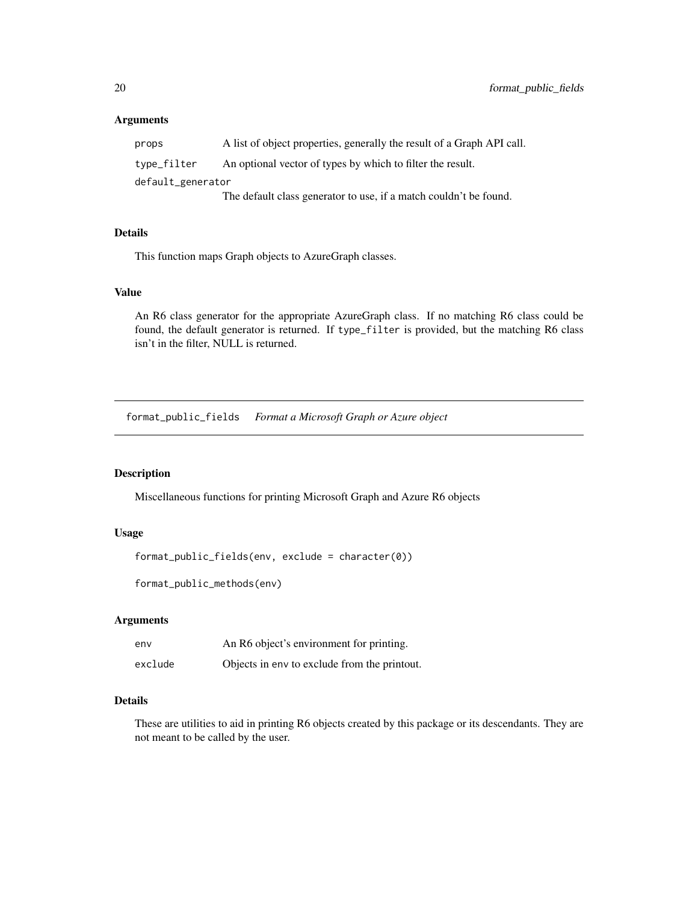### Arguments

| | |
|---|---|
| `props` | A list of object properties, generally the result of a Graph API call. |
| `type_filter` | An optional vector of types by which to filter the result. |
| `default_generator` | The default class generator to use, if a match couldn't be found. |

### Details

This function maps Graph objects to AzureGraph classes.

### Value

An R6 class generator for the appropriate AzureGraph class. If no matching R6 class could be found, the default generator is returned. If `type_filter` is provided, but the matching R6 class isn't in the filter, NULL is returned.

---

## format_public_fields    *Format a Microsoft Graph or Azure object*

---

### Description

Miscellaneous functions for printing Microsoft Graph and Azure R6 objects

### Usage

```
format_public_fields(env, exclude = character(0))

format_public_methods(env)
```

### Arguments

| | |
|---|---|
| `env` | An R6 object's environment for printing. |
| `exclude` | Objects in `env` to exclude from the printout. |

### Details

These are utilities to aid in printing R6 objects created by this package or its descendants. They are not meant to be called by the user.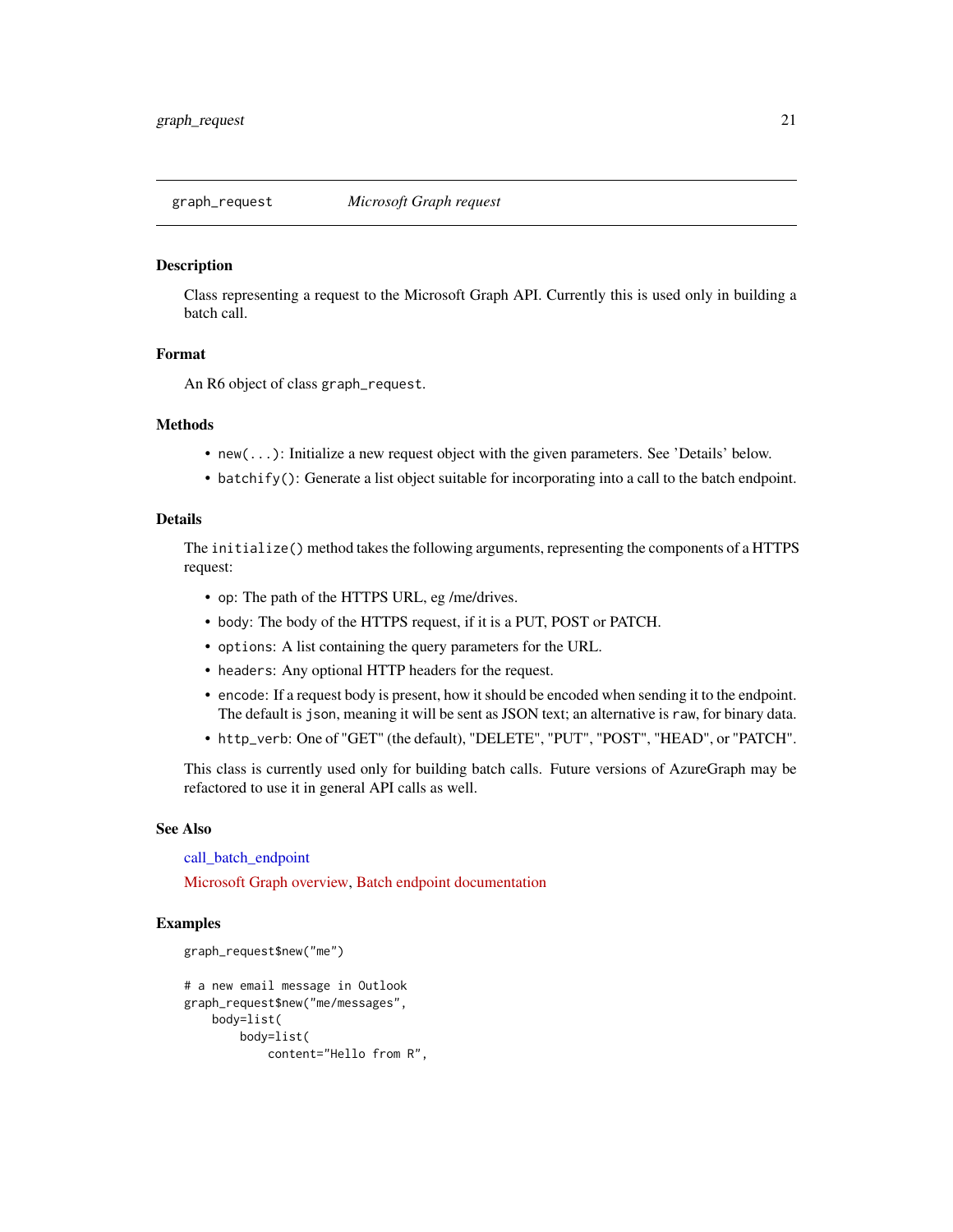## graph_request    *Microsoft Graph request*

### Description

Class representing a request to the Microsoft Graph API. Currently this is used only in building a batch call.

### Format

An R6 object of class `graph_request`.

### Methods

- `new(...)`: Initialize a new request object with the given parameters. See 'Details' below.
- `batchify()`: Generate a list object suitable for incorporating into a call to the batch endpoint.

### Details

The `initialize()` method takes the following arguments, representing the components of a HTTPS request:

- `op`: The path of the HTTPS URL, eg /me/drives.
- `body`: The body of the HTTPS request, if it is a PUT, POST or PATCH.
- `options`: A list containing the query parameters for the URL.
- `headers`: Any optional HTTP headers for the request.
- `encode`: If a request body is present, how it should be encoded when sending it to the endpoint. The default is `json`, meaning it will be sent as JSON text; an alternative is `raw`, for binary data.
- `http_verb`: One of "GET" (the default), "DELETE", "PUT", "POST", "HEAD", or "PATCH".

This class is currently used only for building batch calls. Future versions of AzureGraph may be refactored to use it in general API calls as well.

### See Also

call_batch_endpoint

Microsoft Graph overview, Batch endpoint documentation

### Examples

```
graph_request$new("me")

# a new email message in Outlook
graph_request$new("me/messages",
    body=list(
        body=list(
            content="Hello from R",
```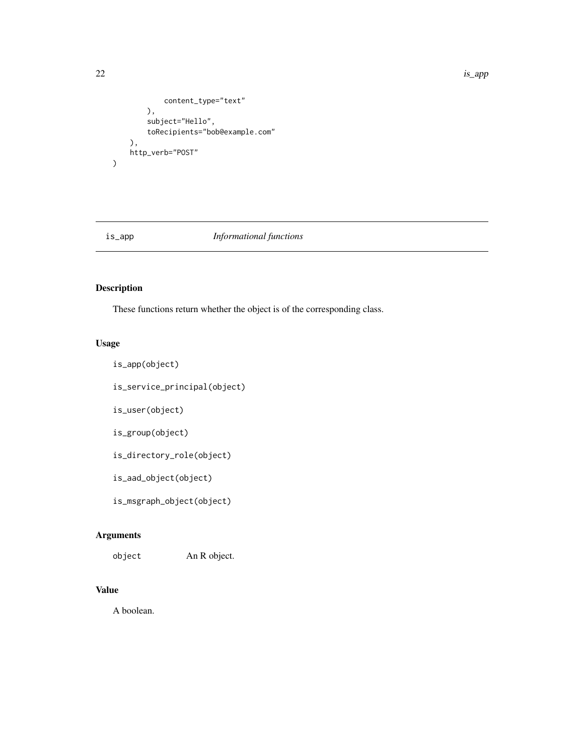```
            content_type="text"
        ),
        subject="Hello",
        toRecipients="bob@example.com"
    ),
    http_verb="POST"
)
```

## is_app *Informational functions*

### Description

These functions return whether the object is of the corresponding class.

### Usage

```
is_app(object)

is_service_principal(object)

is_user(object)

is_group(object)

is_directory_role(object)

is_aad_object(object)

is_msgraph_object(object)
```

### Arguments

| | |
|---|---|
| `object` | An R object. |

### Value

A boolean.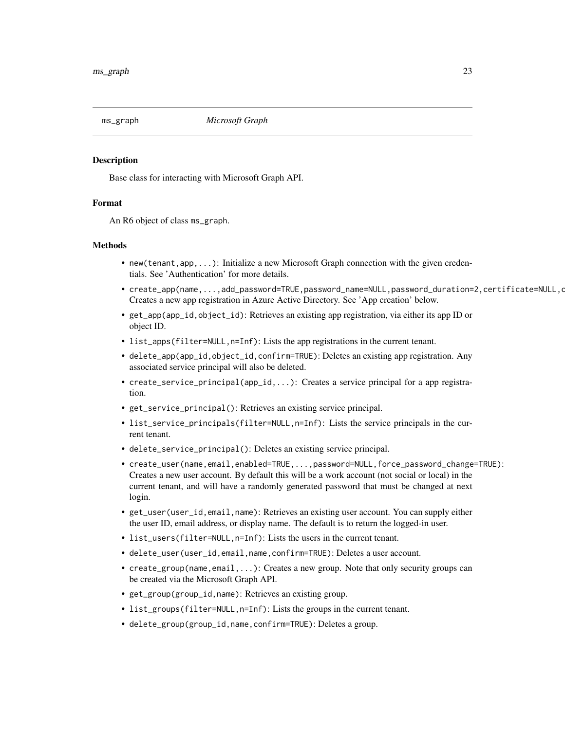# ms_graph *Microsoft Graph*

## Description

Base class for interacting with Microsoft Graph API.

## Format

An R6 object of class `ms_graph`.

## Methods

- `new(tenant,app,...)`: Initialize a new Microsoft Graph connection with the given credentials. See 'Authentication' for more details.
- `create_app(name,...,add_password=TRUE,password_name=NULL,password_duration=2,certificate=NULL,c` Creates a new app registration in Azure Active Directory. See 'App creation' below.
- `get_app(app_id,object_id)`: Retrieves an existing app registration, via either its app ID or object ID.
- `list_apps(filter=NULL,n=Inf)`: Lists the app registrations in the current tenant.
- `delete_app(app_id,object_id,confirm=TRUE)`: Deletes an existing app registration. Any associated service principal will also be deleted.
- `create_service_principal(app_id,...)`: Creates a service principal for a app registration.
- `get_service_principal()`: Retrieves an existing service principal.
- `list_service_principals(filter=NULL,n=Inf)`: Lists the service principals in the current tenant.
- `delete_service_principal()`: Deletes an existing service principal.
- `create_user(name,email,enabled=TRUE,...,password=NULL,force_password_change=TRUE)`: Creates a new user account. By default this will be a work account (not social or local) in the current tenant, and will have a randomly generated password that must be changed at next login.
- `get_user(user_id,email,name)`: Retrieves an existing user account. You can supply either the user ID, email address, or display name. The default is to return the logged-in user.
- `list_users(filter=NULL,n=Inf)`: Lists the users in the current tenant.
- `delete_user(user_id,email,name,confirm=TRUE)`: Deletes a user account.
- `create_group(name,email,...)`: Creates a new group. Note that only security groups can be created via the Microsoft Graph API.
- `get_group(group_id,name)`: Retrieves an existing group.
- `list_groups(filter=NULL,n=Inf)`: Lists the groups in the current tenant.
- `delete_group(group_id,name,confirm=TRUE)`: Deletes a group.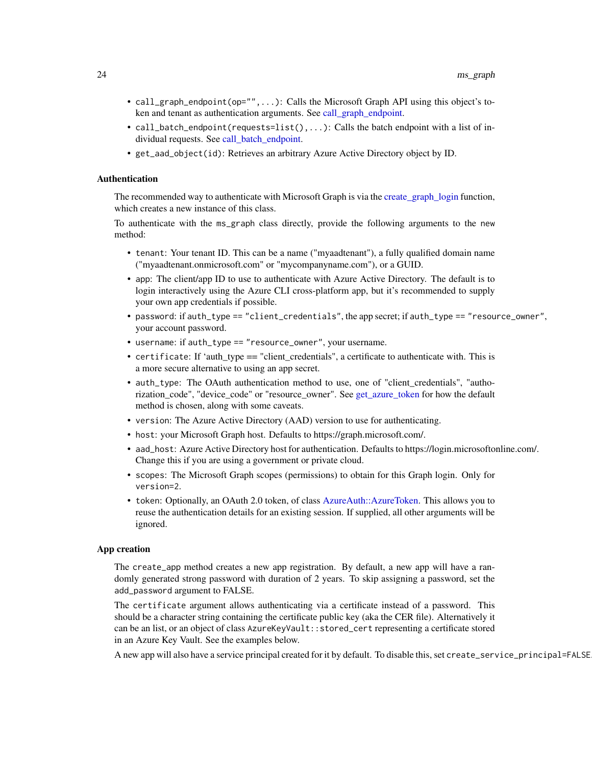- `call_graph_endpoint(op="",...)`: Calls the Microsoft Graph API using this object's token and tenant as authentication arguments. See call_graph_endpoint.
- `call_batch_endpoint(requests=list(),...)`: Calls the batch endpoint with a list of individual requests. See call_batch_endpoint.
- `get_aad_object(id)`: Retrieves an arbitrary Azure Active Directory object by ID.

### Authentication

The recommended way to authenticate with Microsoft Graph is via the create_graph_login function, which creates a new instance of this class.

To authenticate with the `ms_graph` class directly, provide the following arguments to the `new` method:

- `tenant`: Your tenant ID. This can be a name ("myaadtenant"), a fully qualified domain name ("myaadtenant.onmicrosoft.com" or "mycompanyname.com"), or a GUID.
- `app`: The client/app ID to use to authenticate with Azure Active Directory. The default is to login interactively using the Azure CLI cross-platform app, but it's recommended to supply your own app credentials if possible.
- `password`: if `auth_type == "client_credentials"`, the app secret; if `auth_type == "resource_owner"`, your account password.
- `username`: if `auth_type == "resource_owner"`, your username.
- `certificate`: If 'auth_type == "client_credentials", a certificate to authenticate with. This is a more secure alternative to using an app secret.
- `auth_type`: The OAuth authentication method to use, one of "client_credentials", "authorization_code", "device_code" or "resource_owner". See get_azure_token for how the default method is chosen, along with some caveats.
- `version`: The Azure Active Directory (AAD) version to use for authenticating.
- `host`: your Microsoft Graph host. Defaults to https://graph.microsoft.com/.
- `aad_host`: Azure Active Directory host for authentication. Defaults to https://login.microsoftonline.com/. Change this if you are using a government or private cloud.
- `scopes`: The Microsoft Graph scopes (permissions) to obtain for this Graph login. Only for `version=2`.
- `token`: Optionally, an OAuth 2.0 token, of class AzureAuth::AzureToken. This allows you to reuse the authentication details for an existing session. If supplied, all other arguments will be ignored.

### App creation

The `create_app` method creates a new app registration. By default, a new app will have a randomly generated strong password with duration of 2 years. To skip assigning a password, set the `add_password` argument to FALSE.

The `certificate` argument allows authenticating via a certificate instead of a password. This should be a character string containing the certificate public key (aka the CER file). Alternatively it can be an list, or an object of class `AzureKeyVault::stored_cert` representing a certificate stored in an Azure Key Vault. See the examples below.

A new app will also have a service principal created for it by default. To disable this, set `create_service_principal=FALSE`.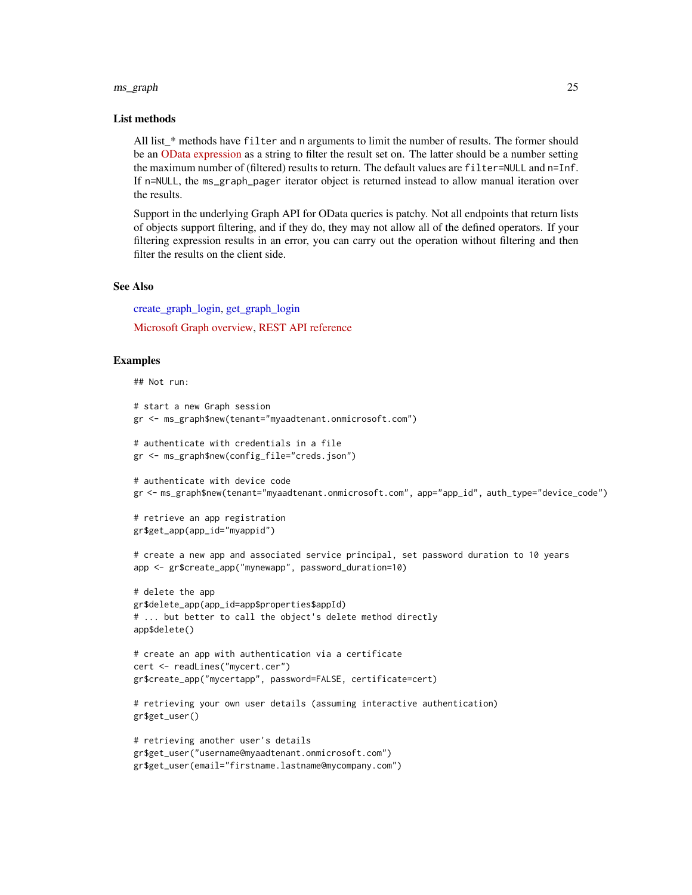### List methods

All list_* methods have `filter` and `n` arguments to limit the number of results. The former should be an OData expression as a string to filter the result set on. The latter should be a number setting the maximum number of (filtered) results to return. The default values are `filter=NULL` and `n=Inf`. If `n=NULL`, the `ms_graph_pager` iterator object is returned instead to allow manual iteration over the results.

Support in the underlying Graph API for OData queries is patchy. Not all endpoints that return lists of objects support filtering, and if they do, they may not allow all of the defined operators. If your filtering expression results in an error, you can carry out the operation without filtering and then filter the results on the client side.

### See Also

create_graph_login, get_graph_login

Microsoft Graph overview, REST API reference

### Examples

```
## Not run:

# start a new Graph session
gr <- ms_graph$new(tenant="myaadtenant.onmicrosoft.com")

# authenticate with credentials in a file
gr <- ms_graph$new(config_file="creds.json")

# authenticate with device code
gr <- ms_graph$new(tenant="myaadtenant.onmicrosoft.com", app="app_id", auth_type="device_code")

# retrieve an app registration
gr$get_app(app_id="myappid")

# create a new app and associated service principal, set password duration to 10 years
app <- gr$create_app("mynewapp", password_duration=10)

# delete the app
gr$delete_app(app_id=app$properties$appId)
# ... but better to call the object's delete method directly
app$delete()

# create an app with authentication via a certificate
cert <- readLines("mycert.cer")
gr$create_app("mycertapp", password=FALSE, certificate=cert)

# retrieving your own user details (assuming interactive authentication)
gr$get_user()

# retrieving another user's details
gr$get_user("username@myaadtenant.onmicrosoft.com")
gr$get_user(email="firstname.lastname@mycompany.com")
```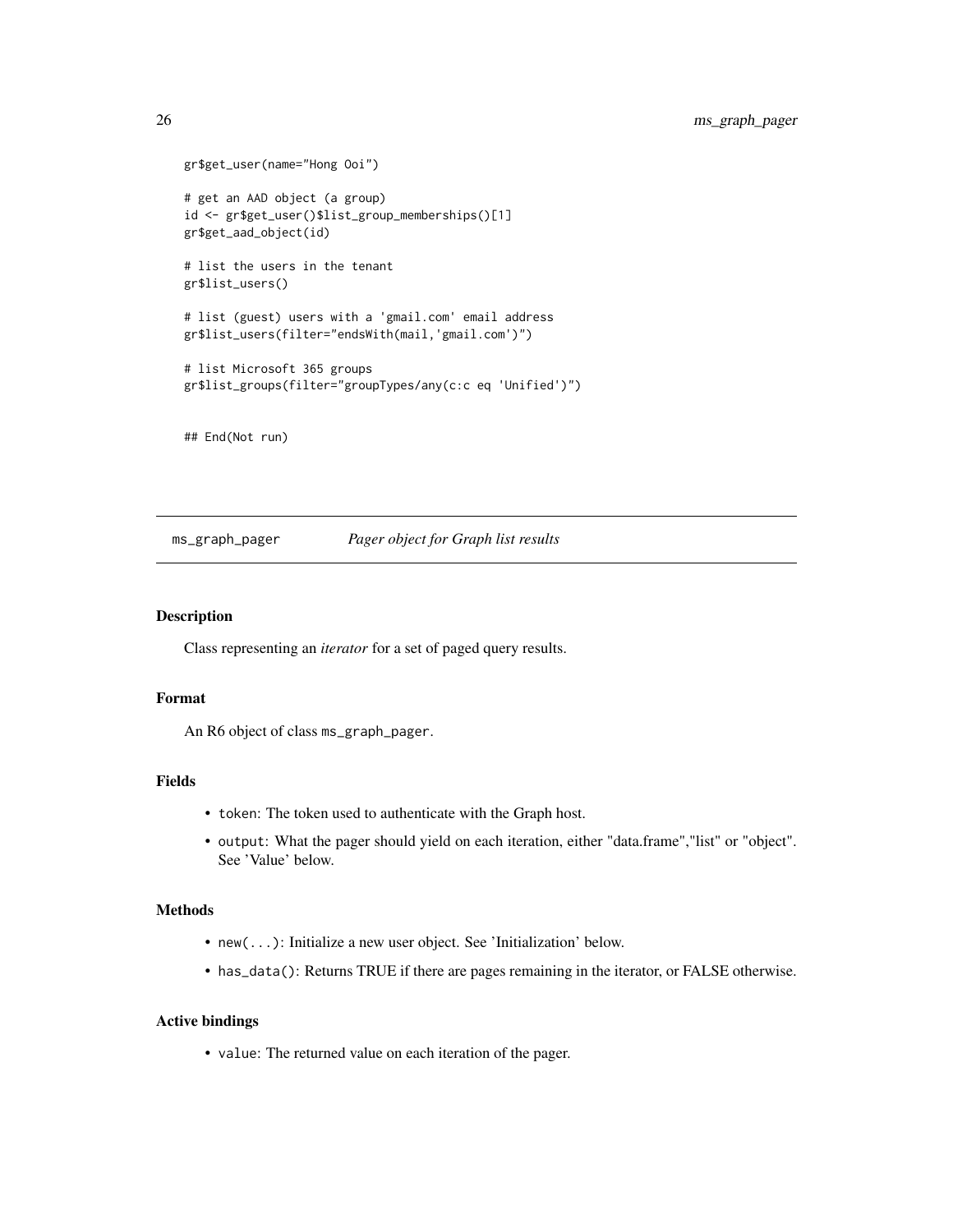```
gr$get_user(name="Hong Ooi")

# get an AAD object (a group)
id <- gr$get_user()$list_group_memberships()[1]
gr$get_aad_object(id)

# list the users in the tenant
gr$list_users()

# list (guest) users with a 'gmail.com' email address
gr$list_users(filter="endsWith(mail,'gmail.com')")

# list Microsoft 365 groups
gr$list_groups(filter="groupTypes/any(c:c eq 'Unified')")


## End(Not run)
```

---

ms_graph_pager *Pager object for Graph list results*

---

### Description

Class representing an *iterator* for a set of paged query results.

### Format

An R6 object of class ms_graph_pager.

### Fields

- token: The token used to authenticate with the Graph host.
- output: What the pager should yield on each iteration, either "data.frame","list" or "object". See 'Value' below.

### Methods

- new(...): Initialize a new user object. See 'Initialization' below.
- has_data(): Returns TRUE if there are pages remaining in the iterator, or FALSE otherwise.

### Active bindings

- value: The returned value on each iteration of the pager.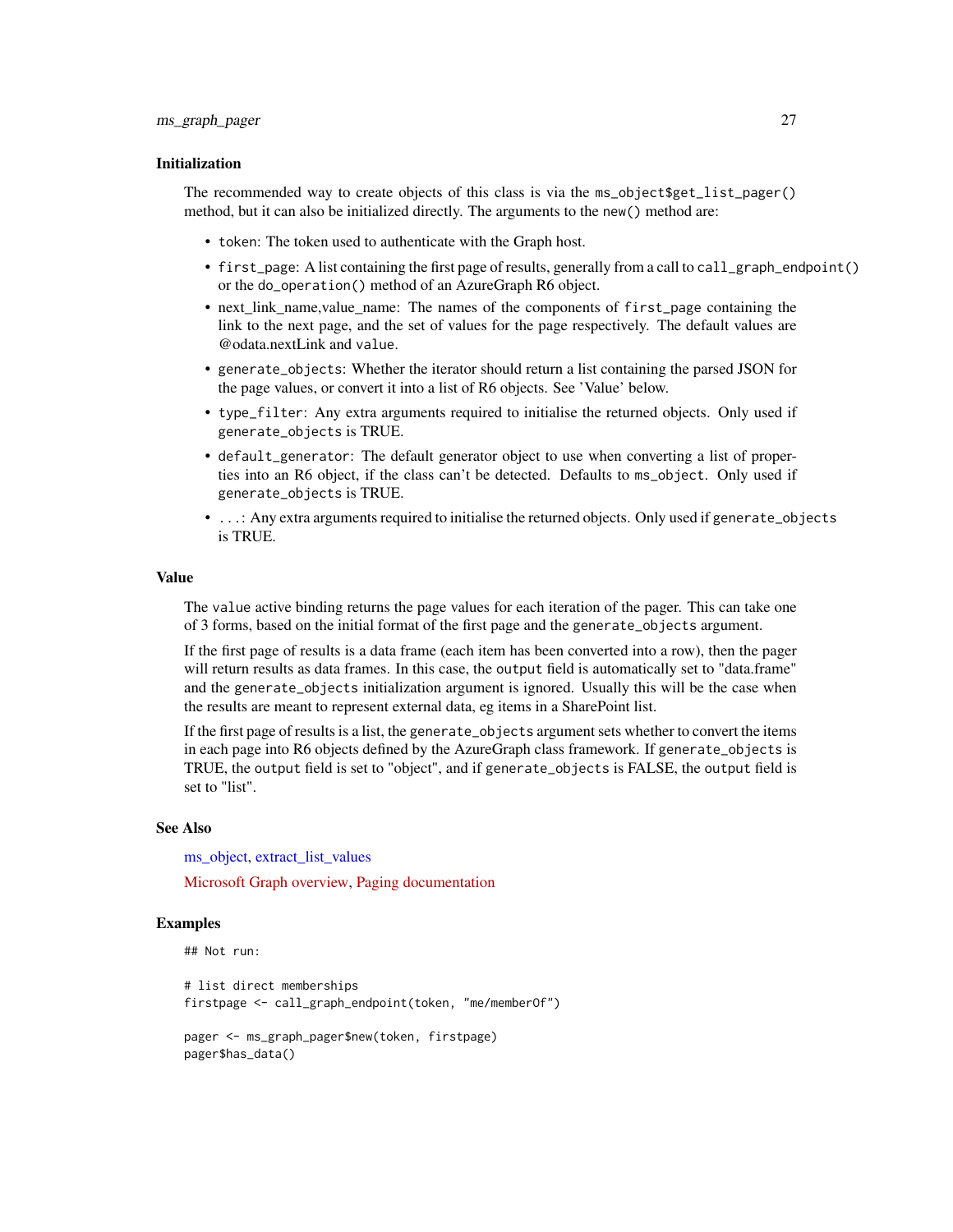### Initialization

The recommended way to create objects of this class is via the `ms_object$get_list_pager()` method, but it can also be initialized directly. The arguments to the `new()` method are:

- `token`: The token used to authenticate with the Graph host.
- `first_page`: A list containing the first page of results, generally from a call to `call_graph_endpoint()` or the `do_operation()` method of an AzureGraph R6 object.
- next_link_name,value_name: The names of the components of `first_page` containing the link to the next page, and the set of values for the page respectively. The default values are @odata.nextLink and `value`.
- `generate_objects`: Whether the iterator should return a list containing the parsed JSON for the page values, or convert it into a list of R6 objects. See 'Value' below.
- `type_filter`: Any extra arguments required to initialise the returned objects. Only used if `generate_objects` is TRUE.
- `default_generator`: The default generator object to use when converting a list of properties into an R6 object, if the class can't be detected. Defaults to `ms_object`. Only used if `generate_objects` is TRUE.
- `...`: Any extra arguments required to initialise the returned objects. Only used if `generate_objects` is TRUE.

### Value

The `value` active binding returns the page values for each iteration of the pager. This can take one of 3 forms, based on the initial format of the first page and the `generate_objects` argument.

If the first page of results is a data frame (each item has been converted into a row), then the pager will return results as data frames. In this case, the `output` field is automatically set to "data.frame" and the `generate_objects` initialization argument is ignored. Usually this will be the case when the results are meant to represent external data, eg items in a SharePoint list.

If the first page of results is a list, the `generate_objects` argument sets whether to convert the items in each page into R6 objects defined by the AzureGraph class framework. If `generate_objects` is TRUE, the `output` field is set to "object", and if `generate_objects` is FALSE, the `output` field is set to "list".

### See Also

ms_object, extract_list_values

Microsoft Graph overview, Paging documentation

### Examples

```
## Not run:

# list direct memberships
firstpage <- call_graph_endpoint(token, "me/memberOf")

pager <- ms_graph_pager$new(token, firstpage)
pager$has_data()
```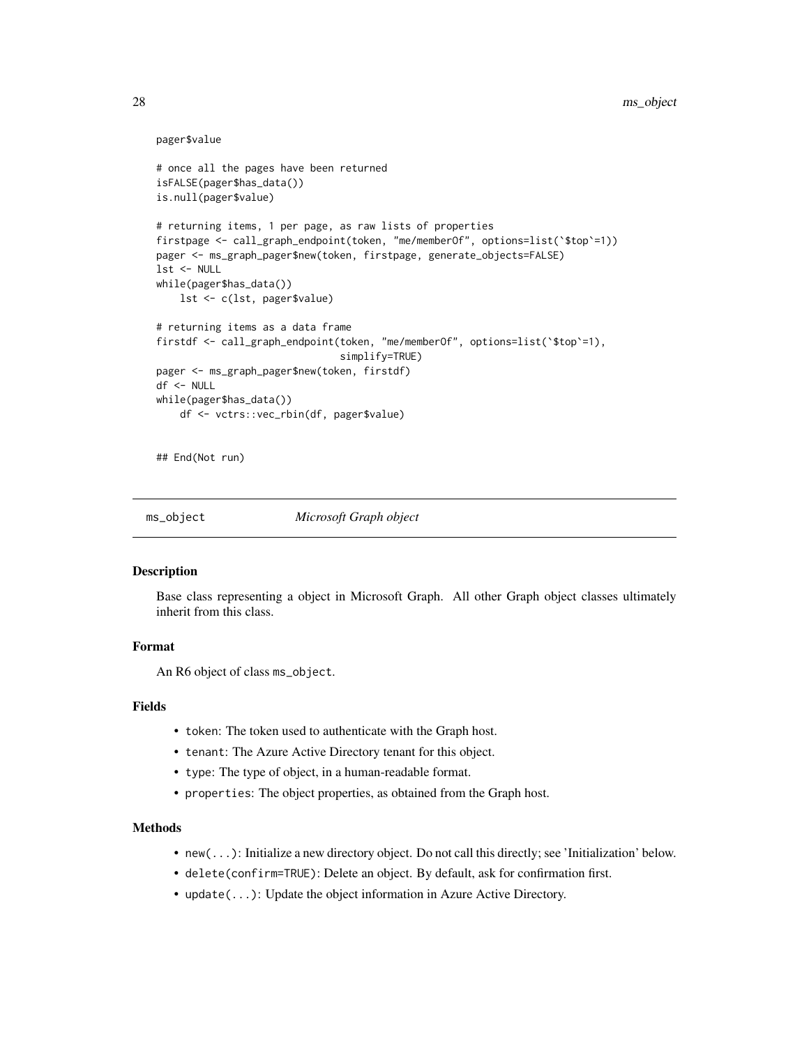```
pager$value

# once all the pages have been returned
isFALSE(pager$has_data())
is.null(pager$value)

# returning items, 1 per page, as raw lists of properties
firstpage <- call_graph_endpoint(token, "me/memberOf", options=list(`$top`=1))
pager <- ms_graph_pager$new(token, firstpage, generate_objects=FALSE)
lst <- NULL
while(pager$has_data())
    lst <- c(lst, pager$value)

# returning items as a data frame
firstdf <- call_graph_endpoint(token, "me/memberOf", options=list(`$top`=1),
                               simplify=TRUE)
pager <- ms_graph_pager$new(token, firstdf)
df <- NULL
while(pager$has_data())
    df <- vctrs::vec_rbin(df, pager$value)


## End(Not run)
```

---

ms_object *Microsoft Graph object*

---

### Description

Base class representing a object in Microsoft Graph. All other Graph object classes ultimately inherit from this class.

### Format

An R6 object of class `ms_object`.

### Fields

- `token`: The token used to authenticate with the Graph host.
- `tenant`: The Azure Active Directory tenant for this object.
- `type`: The type of object, in a human-readable format.
- `properties`: The object properties, as obtained from the Graph host.

### Methods

- `new(...)`: Initialize a new directory object. Do not call this directly; see 'Initialization' below.
- `delete(confirm=TRUE)`: Delete an object. By default, ask for confirmation first.
- `update(...)`: Update the object information in Azure Active Directory.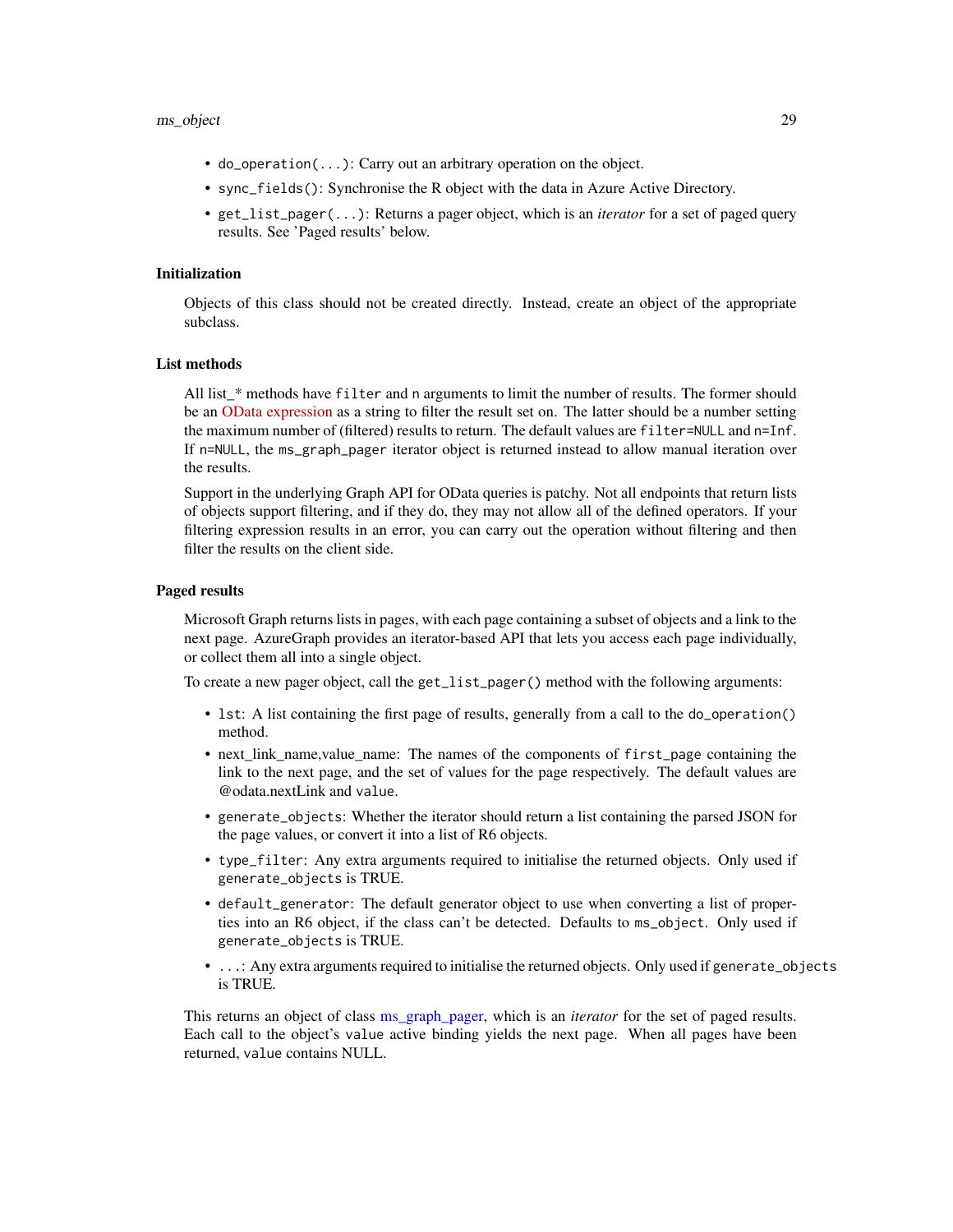- `do_operation(...)`: Carry out an arbitrary operation on the object.
- `sync_fields()`: Synchronise the R object with the data in Azure Active Directory.
- `get_list_pager(...)`: Returns a pager object, which is an *iterator* for a set of paged query results. See 'Paged results' below.

### Initialization

Objects of this class should not be created directly. Instead, create an object of the appropriate subclass.

### List methods

All list_* methods have `filter` and `n` arguments to limit the number of results. The former should be an OData expression as a string to filter the result set on. The latter should be a number setting the maximum number of (filtered) results to return. The default values are `filter=NULL` and `n=Inf`. If `n=NULL`, the `ms_graph_pager` iterator object is returned instead to allow manual iteration over the results.

Support in the underlying Graph API for OData queries is patchy. Not all endpoints that return lists of objects support filtering, and if they do, they may not allow all of the defined operators. If your filtering expression results in an error, you can carry out the operation without filtering and then filter the results on the client side.

### Paged results

Microsoft Graph returns lists in pages, with each page containing a subset of objects and a link to the next page. AzureGraph provides an iterator-based API that lets you access each page individually, or collect them all into a single object.

To create a new pager object, call the `get_list_pager()` method with the following arguments:

- `lst`: A list containing the first page of results, generally from a call to the `do_operation()` method.
- next_link_name,value_name: The names of the components of `first_page` containing the link to the next page, and the set of values for the page respectively. The default values are @odata.nextLink and `value`.
- `generate_objects`: Whether the iterator should return a list containing the parsed JSON for the page values, or convert it into a list of R6 objects.
- `type_filter`: Any extra arguments required to initialise the returned objects. Only used if `generate_objects` is TRUE.
- `default_generator`: The default generator object to use when converting a list of properties into an R6 object, if the class can't be detected. Defaults to `ms_object`. Only used if `generate_objects` is TRUE.
- `...`: Any extra arguments required to initialise the returned objects. Only used if `generate_objects` is TRUE.

This returns an object of class ms_graph_pager, which is an *iterator* for the set of paged results. Each call to the object's `value` active binding yields the next page. When all pages have been returned, `value` contains NULL.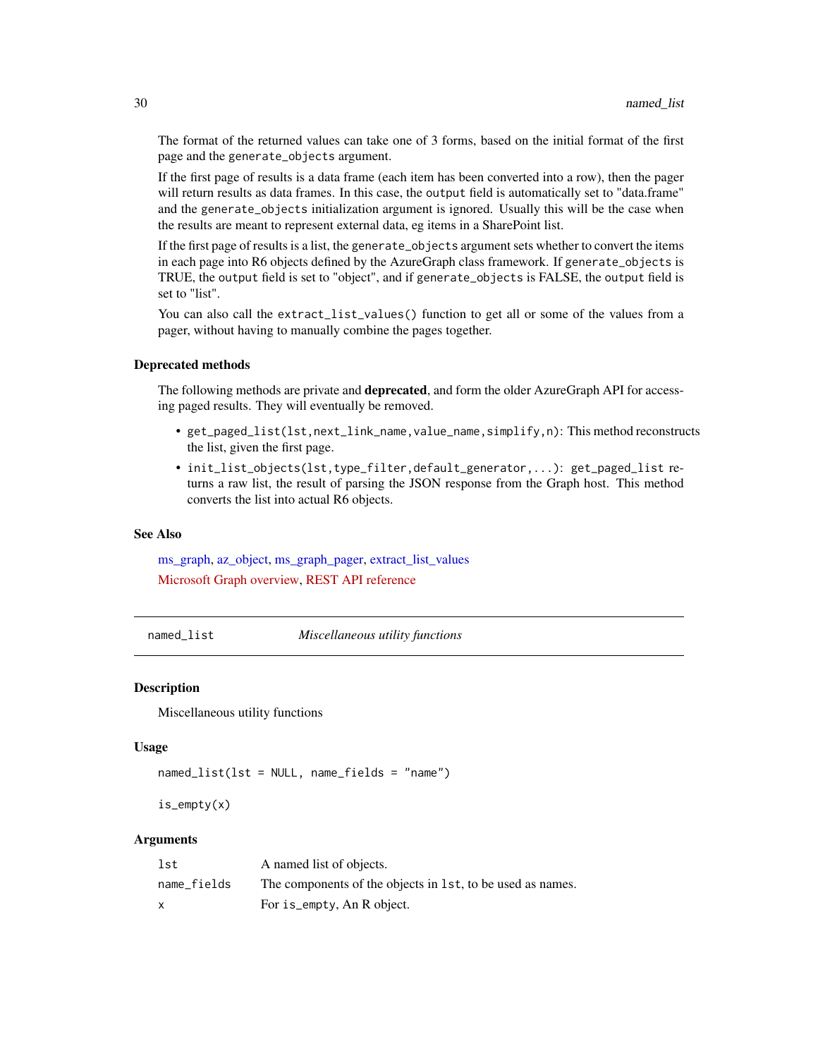The format of the returned values can take one of 3 forms, based on the initial format of the first page and the `generate_objects` argument.

If the first page of results is a data frame (each item has been converted into a row), then the pager will return results as data frames. In this case, the `output` field is automatically set to "data.frame" and the `generate_objects` initialization argument is ignored. Usually this will be the case when the results are meant to represent external data, eg items in a SharePoint list.

If the first page of results is a list, the `generate_objects` argument sets whether to convert the items in each page into R6 objects defined by the AzureGraph class framework. If `generate_objects` is TRUE, the `output` field is set to "object", and if `generate_objects` is FALSE, the `output` field is set to "list".

You can also call the `extract_list_values()` function to get all or some of the values from a pager, without having to manually combine the pages together.

### Deprecated methods

The following methods are private and **deprecated**, and form the older AzureGraph API for accessing paged results. They will eventually be removed.

- `get_paged_list(lst,next_link_name,value_name,simplify,n)`: This method reconstructs the list, given the first page.
- `init_list_objects(lst,type_filter,default_generator,...)`: `get_paged_list` returns a raw list, the result of parsing the JSON response from the Graph host. This method converts the list into actual R6 objects.

### See Also

ms_graph, az_object, ms_graph_pager, extract_list_values

Microsoft Graph overview, REST API reference

---

## named_list — *Miscellaneous utility functions*

### Description

Miscellaneous utility functions

### Usage

```
named_list(lst = NULL, name_fields = "name")

is_empty(x)
```

### Arguments

| | |
|---|---|
| `lst` | A named list of objects. |
| `name_fields` | The components of the objects in `lst`, to be used as names. |
| `x` | For `is_empty`, An R object. |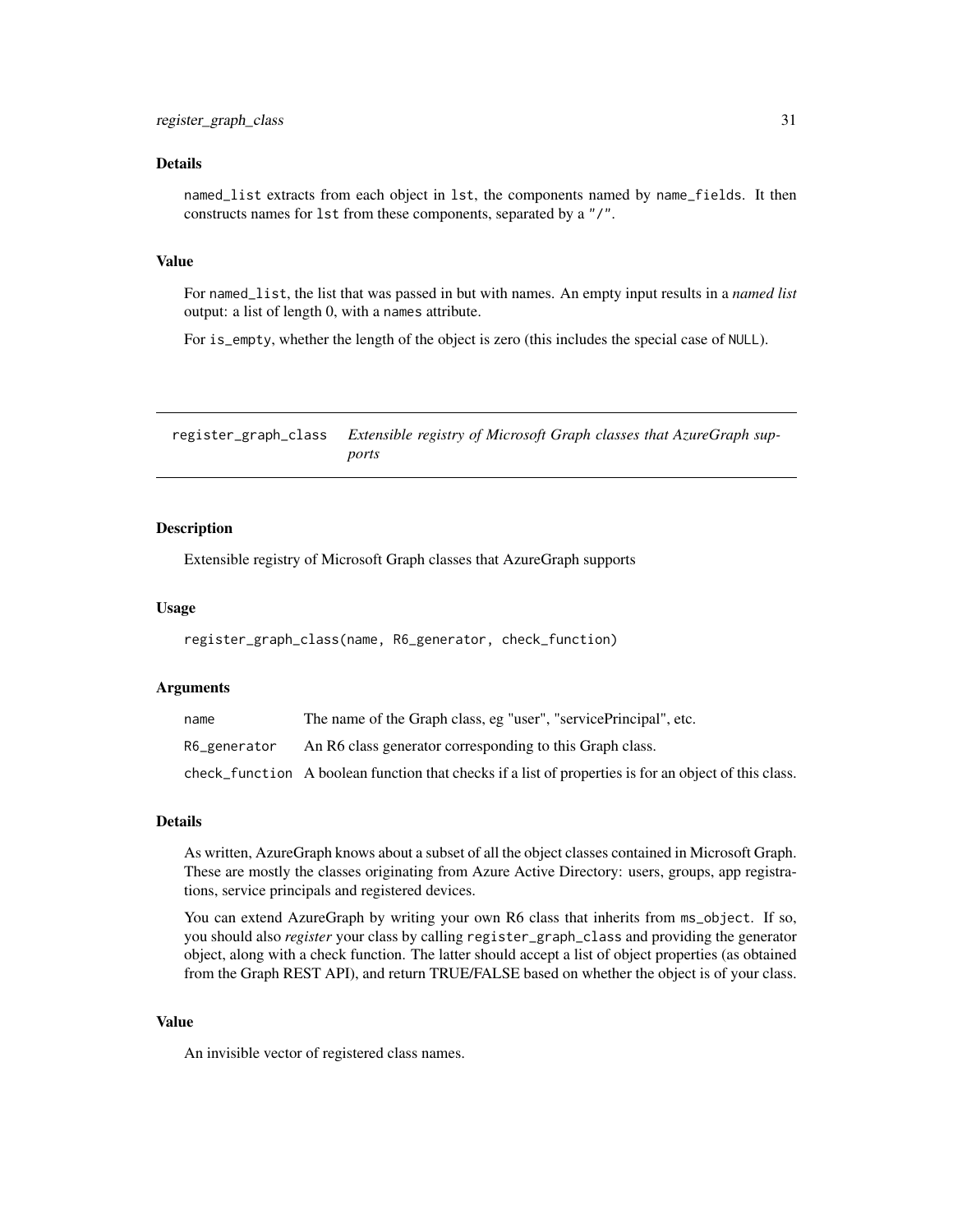### Details

named_list extracts from each object in lst, the components named by name_fields. It then constructs names for lst from these components, separated by a "/".

### Value

For named_list, the list that was passed in but with names. An empty input results in a *named list* output: a list of length 0, with a names attribute.

For is_empty, whether the length of the object is zero (this includes the special case of NULL).

---

## register_graph_class — *Extensible registry of Microsoft Graph classes that AzureGraph supports*

---

### Description

Extensible registry of Microsoft Graph classes that AzureGraph supports

### Usage

```
register_graph_class(name, R6_generator, check_function)
```

### Arguments

| | |
|---|---|
| name | The name of the Graph class, eg "user", "servicePrincipal", etc. |
| R6_generator | An R6 class generator corresponding to this Graph class. |
| check_function | A boolean function that checks if a list of properties is for an object of this class. |

### Details

As written, AzureGraph knows about a subset of all the object classes contained in Microsoft Graph. These are mostly the classes originating from Azure Active Directory: users, groups, app registrations, service principals and registered devices.

You can extend AzureGraph by writing your own R6 class that inherits from ms_object. If so, you should also *register* your class by calling register_graph_class and providing the generator object, along with a check function. The latter should accept a list of object properties (as obtained from the Graph REST API), and return TRUE/FALSE based on whether the object is of your class.

### Value

An invisible vector of registered class names.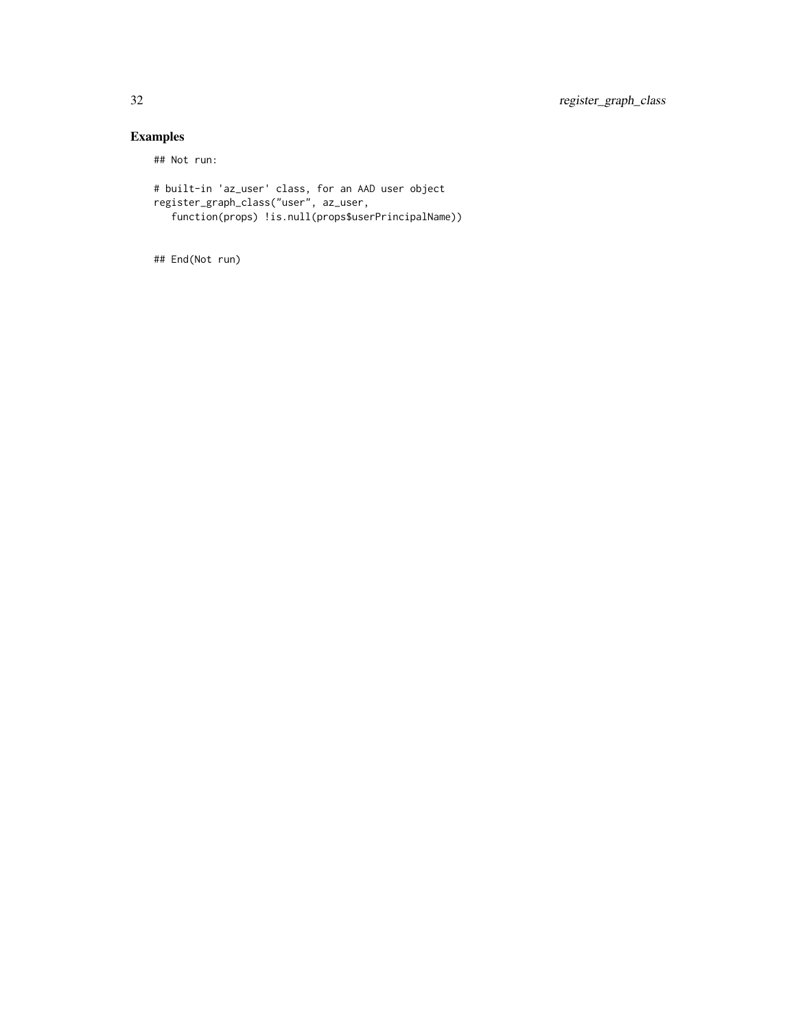## Examples

```
## Not run:

# built-in 'az_user' class, for an AAD user object
register_graph_class("user", az_user,
   function(props) !is.null(props$userPrincipalName))


## End(Not run)
```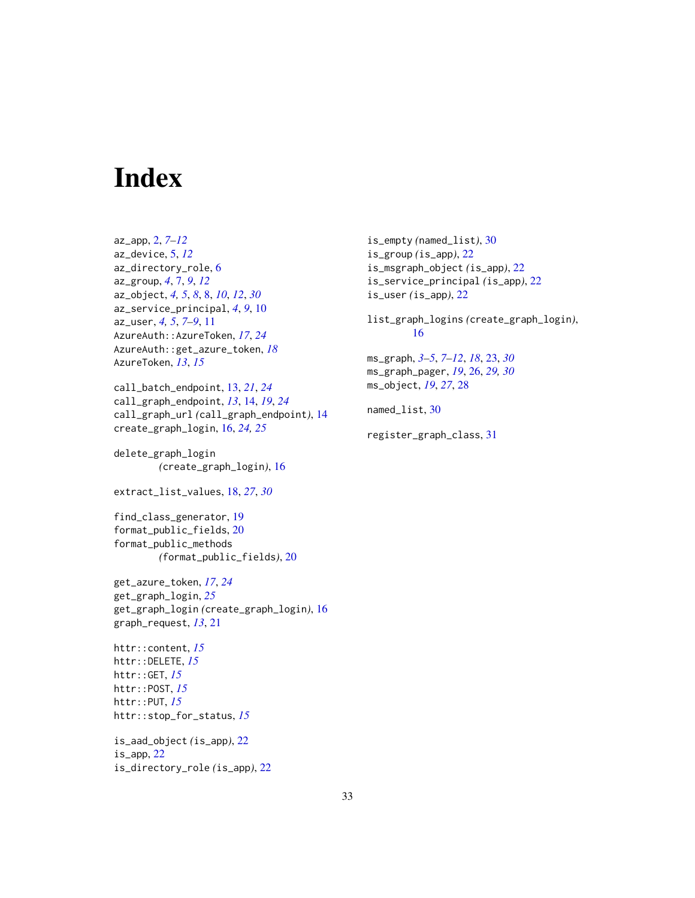# Index

az_app, 2, *7–12*
az_device, 5, *12*
az_directory_role, 6
az_group, *4*, 7, *9*, *12*
az_object, *4, 5*, *8*, 8, *10*, *12*, *30*
az_service_principal, *4*, *9*, 10
az_user, *4, 5*, *7–9*, 11
AzureAuth::AzureToken, *17*, *24*
AzureAuth::get_azure_token, *18*
AzureToken, *13*, *15*

call_batch_endpoint, 13, *21*, *24*
call_graph_endpoint, *13*, 14, *19*, *24*
call_graph_url *(*call_graph_endpoint*)*, 14
create_graph_login, 16, *24, 25*

delete_graph_login
    *(*create_graph_login*)*, 16

extract_list_values, 18, *27*, *30*

find_class_generator, 19
format_public_fields, 20
format_public_methods
    *(*format_public_fields*)*, 20

get_azure_token, *17*, *24*
get_graph_login, *25*
get_graph_login *(*create_graph_login*)*, 16
graph_request, *13*, 21

httr::content, *15*
httr::DELETE, *15*
httr::GET, *15*
httr::POST, *15*
httr::PUT, *15*
httr::stop_for_status, *15*

is_aad_object *(*is_app*)*, 22
is_app, 22
is_directory_role *(*is_app*)*, 22
is_empty *(*named_list*)*, 30
is_group *(*is_app*)*, 22
is_msgraph_object *(*is_app*)*, 22
is_service_principal *(*is_app*)*, 22
is_user *(*is_app*)*, 22

list_graph_logins *(*create_graph_login*)*,
    16

ms_graph, *3–5*, *7–12*, *18*, 23, *30*
ms_graph_pager, *19*, 26, *29, 30*
ms_object, *19*, *27*, 28

named_list, 30

register_graph_class, 31